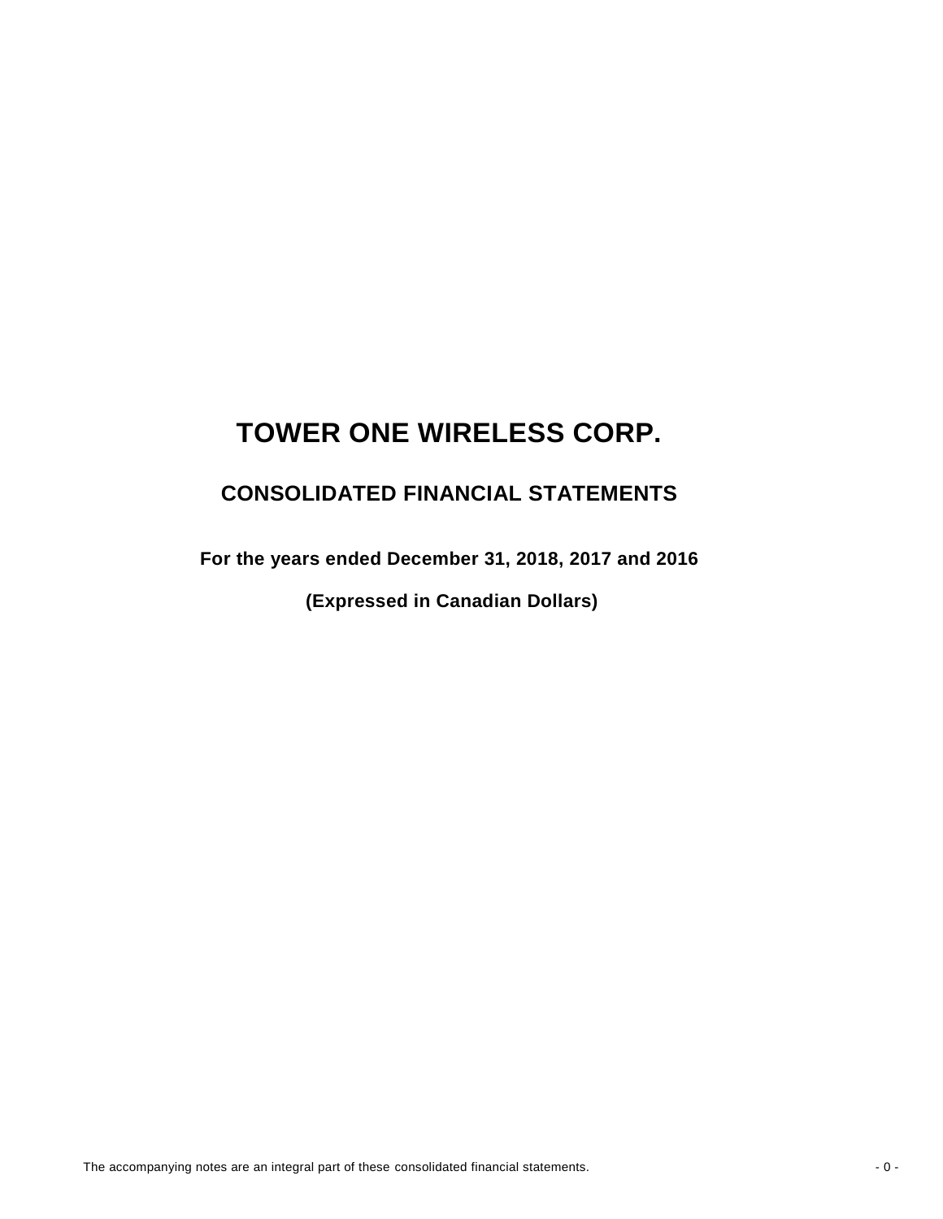# TOWER ONE WIRELESS CORP.

## CONSOLIDATED FINANCIAL STATEMENTS

**For the years ended December 31, 2018, 2017 and 2016**

**(Expressed in Canadian Dollars)**

The accompanying notes are an integral part of these consolidated financial statements.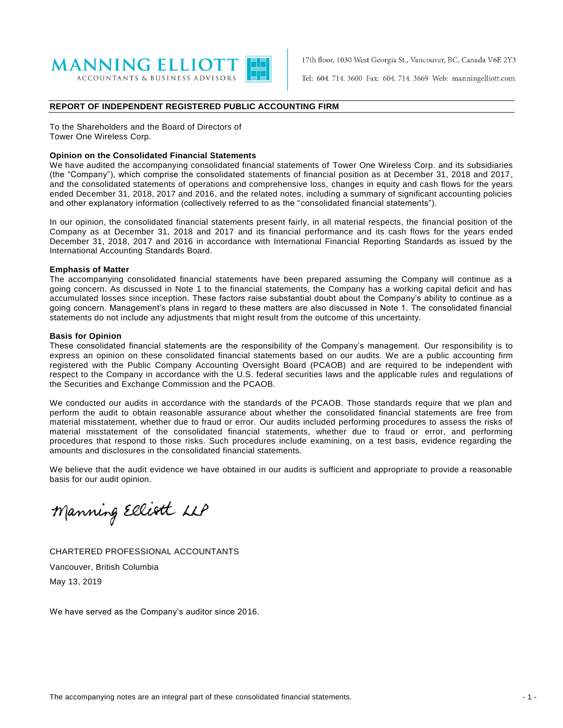**MANNING ELLIOTT**
ACCOUNTANTS & BUSINESS ADVISORS

17th floor, 1030 West Georgia St., Vancouver, BC, Canada V6E 2Y3

Tel: 604. 714. 3600 Fax: 604. 714. 3669 Web: manningelliott.com

## REPORT OF INDEPENDENT REGISTERED PUBLIC ACCOUNTING FIRM

To the Shareholders and the Board of Directors of
Tower One Wireless Corp.

**Opinion on the Consolidated Financial Statements**

We have audited the accompanying consolidated financial statements of Tower One Wireless Corp. and its subsidiaries (the "Company"), which comprise the consolidated statements of financial position as at December 31, 2018 and 2017, and the consolidated statements of operations and comprehensive loss, changes in equity and cash flows for the years ended December 31, 2018, 2017 and 2016, and the related notes, including a summary of significant accounting policies and other explanatory information (collectively referred to as the "consolidated financial statements").

In our opinion, the consolidated financial statements present fairly, in all material respects, the financial position of the Company as at December 31, 2018 and 2017 and its financial performance and its cash flows for the years ended December 31, 2018, 2017 and 2016 in accordance with International Financial Reporting Standards as issued by the International Accounting Standards Board.

**Emphasis of Matter**

The accompanying consolidated financial statements have been prepared assuming the Company will continue as a going concern. As discussed in Note 1 to the financial statements, the Company has a working capital deficit and has accumulated losses since inception. These factors raise substantial doubt about the Company's ability to continue as a going concern. Management's plans in regard to these matters are also discussed in Note 1. The consolidated financial statements do not include any adjustments that might result from the outcome of this uncertainty.

**Basis for Opinion**

These consolidated financial statements are the responsibility of the Company's management. Our responsibility is to express an opinion on these consolidated financial statements based on our audits. We are a public accounting firm registered with the Public Company Accounting Oversight Board (PCAOB) and are required to be independent with respect to the Company in accordance with the U.S. federal securities laws and the applicable rules and regulations of the Securities and Exchange Commission and the PCAOB.

We conducted our audits in accordance with the standards of the PCAOB. Those standards require that we plan and perform the audit to obtain reasonable assurance about whether the consolidated financial statements are free from material misstatement, whether due to fraud or error. Our audits included performing procedures to assess the risks of material misstatement of the consolidated financial statements, whether due to fraud or error, and performing procedures that respond to those risks. Such procedures include examining, on a test basis, evidence regarding the amounts and disclosures in the consolidated financial statements.

We believe that the audit evidence we have obtained in our audits is sufficient and appropriate to provide a reasonable basis for our audit opinion.

*Manning Elliott LLP*

CHARTERED PROFESSIONAL ACCOUNTANTS

Vancouver, British Columbia

May 13, 2019

We have served as the Company's auditor since 2016.

The accompanying notes are an integral part of these consolidated financial statements.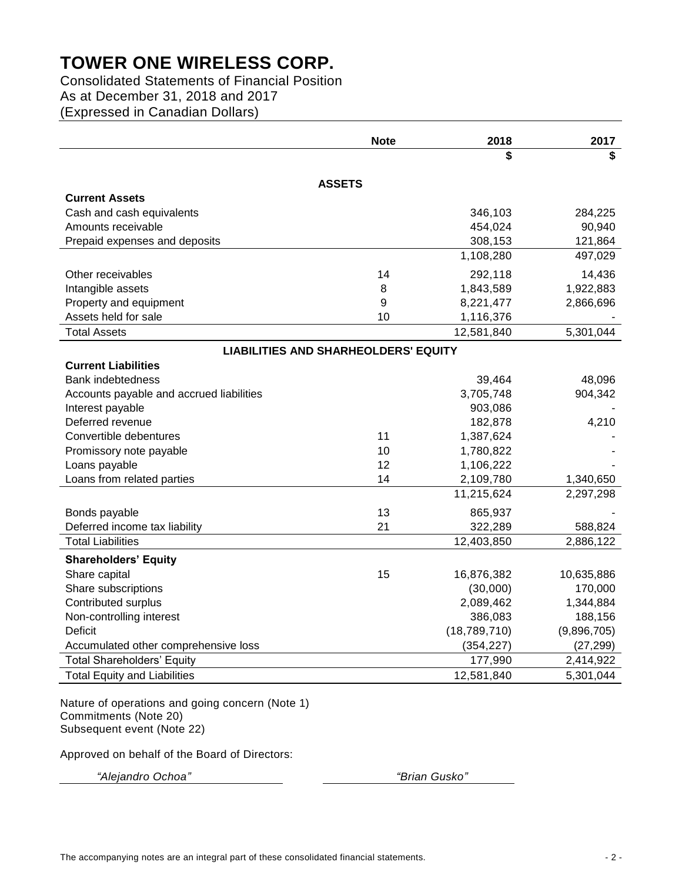# TOWER ONE WIRELESS CORP.

Consolidated Statements of Financial Position
As at December 31, 2018 and 2017
(Expressed in Canadian Dollars)

| | Note | 2018 | 2017 |
|---|---|---|---|
| | | $ | $ |
| **ASSETS** | | | |
| **Current Assets** | | | |
| Cash and cash equivalents | | 346,103 | 284,225 |
| Amounts receivable | | 454,024 | 90,940 |
| Prepaid expenses and deposits | | 308,153 | 121,864 |
| | | 1,108,280 | 497,029 |
| Other receivables | 14 | 292,118 | 14,436 |
| Intangible assets | 8 | 1,843,589 | 1,922,883 |
| Property and equipment | 9 | 8,221,477 | 2,866,696 |
| Assets held for sale | 10 | 1,116,376 | - |
| Total Assets | | 12,581,840 | 5,301,044 |
| **LIABILITIES AND SHARHEOLDERS' EQUITY** | | | |
| **Current Liabilities** | | | |
| Bank indebtedness | | 39,464 | 48,096 |
| Accounts payable and accrued liabilities | | 3,705,748 | 904,342 |
| Interest payable | | 903,086 | - |
| Deferred revenue | | 182,878 | 4,210 |
| Convertible debentures | 11 | 1,387,624 | - |
| Promissory note payable | 10 | 1,780,822 | - |
| Loans payable | 12 | 1,106,222 | - |
| Loans from related parties | 14 | 2,109,780 | 1,340,650 |
| | | 11,215,624 | 2,297,298 |
| Bonds payable | 13 | 865,937 | - |
| Deferred income tax liability | 21 | 322,289 | 588,824 |
| Total Liabilities | | 12,403,850 | 2,886,122 |
| **Shareholders' Equity** | | | |
| Share capital | 15 | 16,876,382 | 10,635,886 |
| Share subscriptions | | (30,000) | 170,000 |
| Contributed surplus | | 2,089,462 | 1,344,884 |
| Non-controlling interest | | 386,083 | 188,156 |
| Deficit | | (18,789,710) | (9,896,705) |
| Accumulated other comprehensive loss | | (354,227) | (27,299) |
| Total Shareholders' Equity | | 177,990 | 2,414,922 |
| Total Equity and Liabilities | | 12,581,840 | 5,301,044 |

Nature of operations and going concern (Note 1)
Commitments (Note 20)
Subsequent event (Note 22)

Approved on behalf of the Board of Directors:

*"Alejandro Ochoa"* *"Brian Gusko"*

The accompanying notes are an integral part of these consolidated financial statements.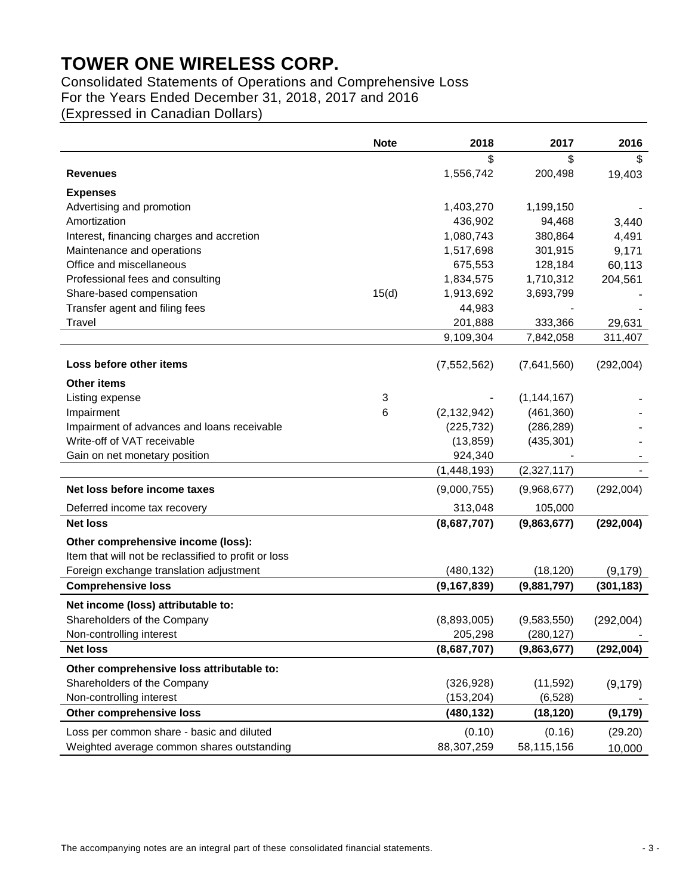# TOWER ONE WIRELESS CORP.

Consolidated Statements of Operations and Comprehensive Loss
For the Years Ended December 31, 2018, 2017 and 2016
(Expressed in Canadian Dollars)

| | Note | 2018 | 2017 | 2016 |
|---|---|---|---|---|
| | | $ | $ | $ |
| **Revenues** | | 1,556,742 | 200,498 | 19,403 |
| **Expenses** | | | | |
| Advertising and promotion | | 1,403,270 | 1,199,150 | - |
| Amortization | | 436,902 | 94,468 | 3,440 |
| Interest, financing charges and accretion | | 1,080,743 | 380,864 | 4,491 |
| Maintenance and operations | | 1,517,698 | 301,915 | 9,171 |
| Office and miscellaneous | | 675,553 | 128,184 | 60,113 |
| Professional fees and consulting | | 1,834,575 | 1,710,312 | 204,561 |
| Share-based compensation | 15(d) | 1,913,692 | 3,693,799 | - |
| Transfer agent and filing fees | | 44,983 | - | - |
| Travel | | 201,888 | 333,366 | 29,631 |
| | | 9,109,304 | 7,842,058 | 311,407 |
| **Loss before other items** | | (7,552,562) | (7,641,560) | (292,004) |
| **Other items** | | | | |
| Listing expense | 3 | - | (1,144,167) | - |
| Impairment | 6 | (2,132,942) | (461,360) | - |
| Impairment of advances and loans receivable | | (225,732) | (286,289) | - |
| Write-off of VAT receivable | | (13,859) | (435,301) | - |
| Gain on net monetary position | | 924,340 | - | - |
| | | (1,448,193) | (2,327,117) | - |
| **Net loss before income taxes** | | (9,000,755) | (9,968,677) | (292,004) |
| Deferred income tax recovery | | 313,048 | 105,000 | |
| **Net loss** | | **(8,687,707)** | **(9,863,677)** | **(292,004)** |
| **Other comprehensive income (loss):** | | | | |
| Item that will not be reclassified to profit or loss | | | | |
| Foreign exchange translation adjustment | | (480,132) | (18,120) | (9,179) |
| **Comprehensive loss** | | **(9,167,839)** | **(9,881,797)** | **(301,183)** |
| **Net income (loss) attributable to:** | | | | |
| Shareholders of the Company | | (8,893,005) | (9,583,550) | (292,004) |
| Non-controlling interest | | 205,298 | (280,127) | - |
| **Net loss** | | **(8,687,707)** | **(9,863,677)** | **(292,004)** |
| **Other comprehensive loss attributable to:** | | | | |
| Shareholders of the Company | | (326,928) | (11,592) | (9,179) |
| Non-controlling interest | | (153,204) | (6,528) | - |
| **Other comprehensive loss** | | **(480,132)** | **(18,120)** | **(9,179)** |
| Loss per common share - basic and diluted | | (0.10) | (0.16) | (29.20) |
| Weighted average common shares outstanding | | 88,307,259 | 58,115,156 | 10,000 |

The accompanying notes are an integral part of these consolidated financial statements.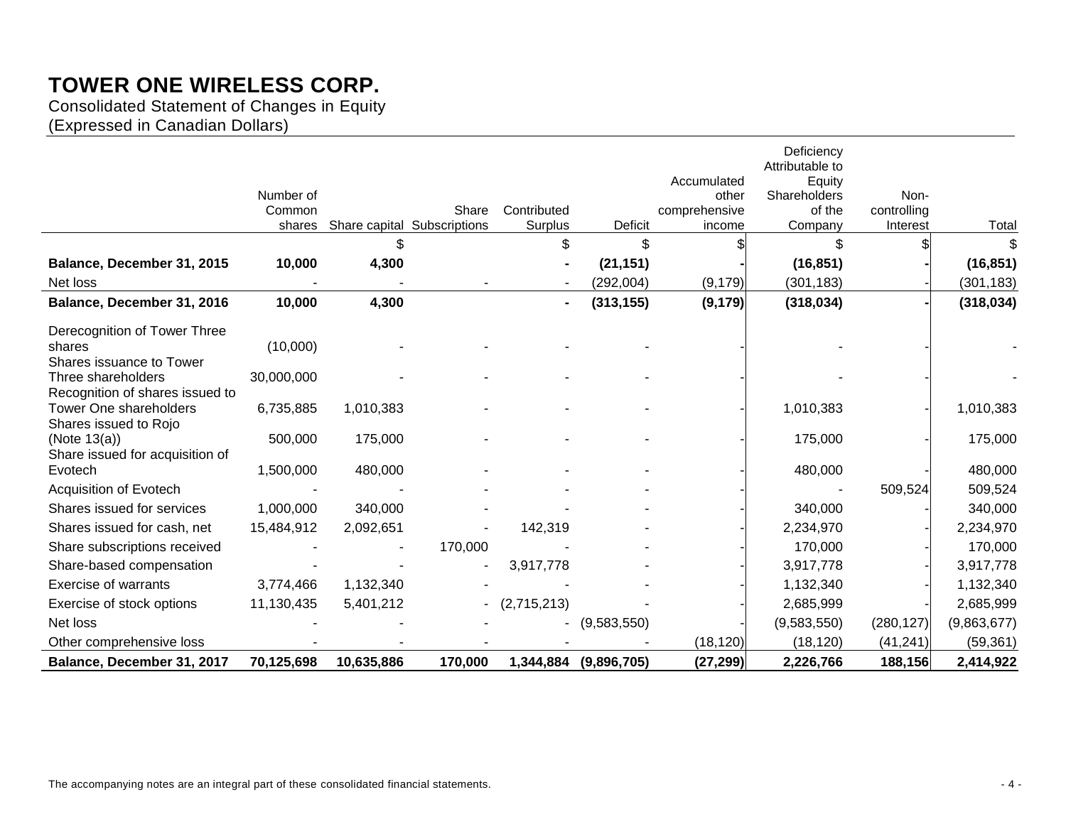# TOWER ONE WIRELESS CORP.

Consolidated Statement of Changes in Equity
(Expressed in Canadian Dollars)

| | Number of Common shares | Share capital | Share Subscriptions | Contributed Surplus | Deficit | Accumulated other comprehensive income | Deficiency Attributable to Equity Shareholders of the Company | Non-controlling Interest | Total |
|---|---|---|---|---|---|---|---|---|---|
| | | $ | | $ | $ | $ | $ | $ | $ |
| **Balance, December 31, 2015** | **10,000** | **4,300** | | **-** | **(21,151)** | **-** | **(16,851)** | **-** | **(16,851)** |
| Net loss | - | - | - | - | (292,004) | (9,179) | (301,183) | - | (301,183) |
| **Balance, December 31, 2016** | **10,000** | **4,300** | | **-** | **(313,155)** | **(9,179)** | **(318,034)** | **-** | **(318,034)** |
| Derecognition of Tower Three shares | (10,000) | - | - | - | - | - | - | - | - |
| Shares issuance to Tower Three shareholders | 30,000,000 | - | - | - | - | - | - | - | - |
| Recognition of shares issued to Tower One shareholders | 6,735,885 | 1,010,383 | - | - | - | - | 1,010,383 | - | 1,010,383 |
| Shares issued to Rojo (Note 13(a)) | 500,000 | 175,000 | - | - | - | - | 175,000 | - | 175,000 |
| Share issued for acquisition of Evotech | 1,500,000 | 480,000 | - | - | - | - | 480,000 | - | 480,000 |
| Acquisition of Evotech | - | - | - | - | - | - | - | 509,524 | 509,524 |
| Shares issued for services | 1,000,000 | 340,000 | - | - | - | - | 340,000 | - | 340,000 |
| Shares issued for cash, net | 15,484,912 | 2,092,651 | - | 142,319 | - | - | 2,234,970 | - | 2,234,970 |
| Share subscriptions received | - | - | 170,000 | - | - | - | 170,000 | - | 170,000 |
| Share-based compensation | - | - | - | 3,917,778 | - | - | 3,917,778 | - | 3,917,778 |
| Exercise of warrants | 3,774,466 | 1,132,340 | - | - | - | - | 1,132,340 | - | 1,132,340 |
| Exercise of stock options | 11,130,435 | 5,401,212 | - | (2,715,213) | - | - | 2,685,999 | - | 2,685,999 |
| Net loss | - | - | - | - | (9,583,550) | - | (9,583,550) | (280,127) | (9,863,677) |
| Other comprehensive loss | - | - | - | - | - | (18,120) | (18,120) | (41,241) | (59,361) |
| **Balance, December 31, 2017** | **70,125,698** | **10,635,886** | **170,000** | **1,344,884** | **(9,896,705)** | **(27,299)** | **2,226,766** | **188,156** | **2,414,922** |

The accompanying notes are an integral part of these consolidated financial statements.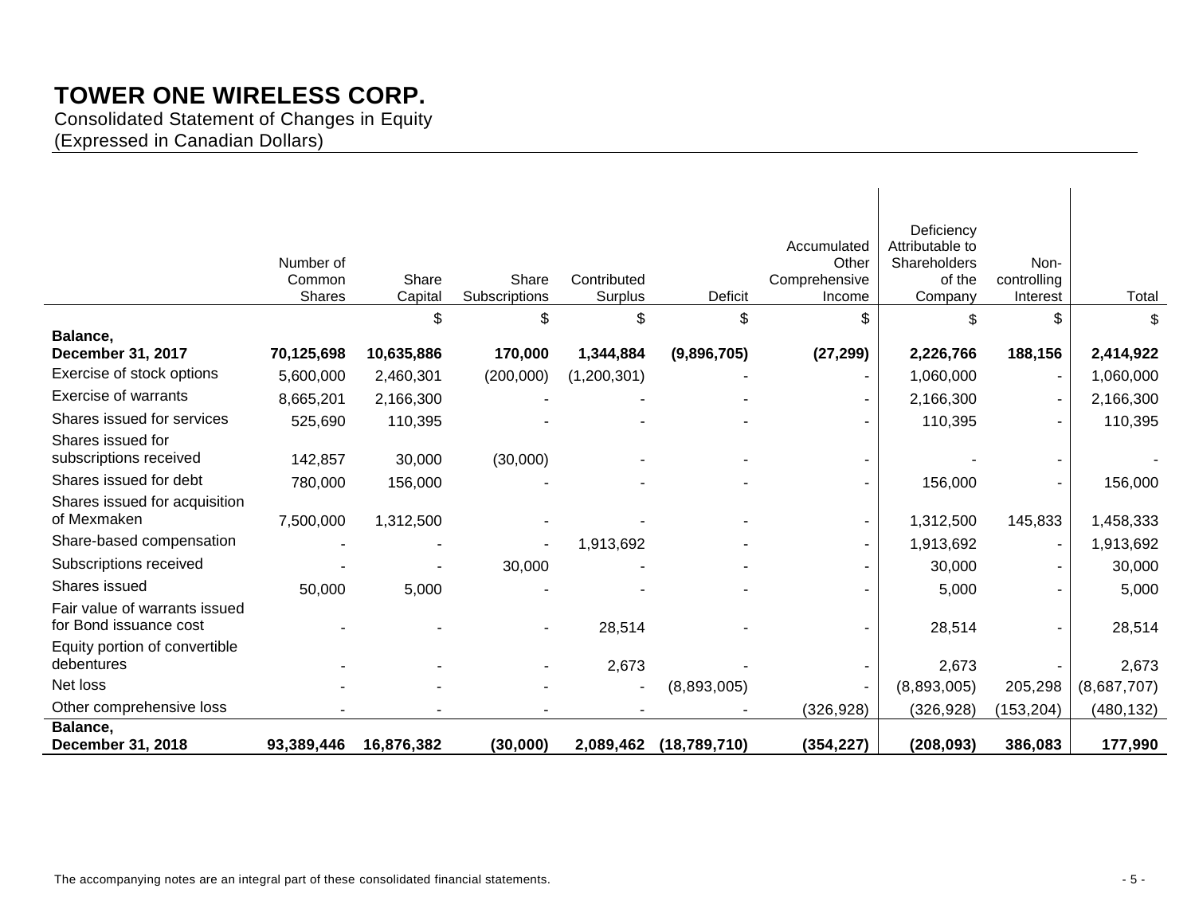# TOWER ONE WIRELESS CORP.

Consolidated Statement of Changes in Equity
(Expressed in Canadian Dollars)

| | Number of Common Shares | Share Capital | Share Subscriptions | Contributed Surplus | Deficit | Accumulated Other Comprehensive Income | Deficiency Attributable to Shareholders of the Company | Non-controlling Interest | Total |
|---|---|---|---|---|---|---|---|---|---|
| | | $ | $ | $ | $ | $ | $ | $ | $ |
| **Balance, December 31, 2017** | **70,125,698** | **10,635,886** | **170,000** | **1,344,884** | **(9,896,705)** | **(27,299)** | **2,226,766** | **188,156** | **2,414,922** |
| Exercise of stock options | 5,600,000 | 2,460,301 | (200,000) | (1,200,301) | - | - | 1,060,000 | - | 1,060,000 |
| Exercise of warrants | 8,665,201 | 2,166,300 | - | - | - | - | 2,166,300 | - | 2,166,300 |
| Shares issued for services | 525,690 | 110,395 | - | - | - | - | 110,395 | - | 110,395 |
| Shares issued for subscriptions received | 142,857 | 30,000 | (30,000) | - | - | - | - | - | - |
| Shares issued for debt | 780,000 | 156,000 | - | - | - | - | 156,000 | - | 156,000 |
| Shares issued for acquisition of Mexmaken | 7,500,000 | 1,312,500 | - | - | - | - | 1,312,500 | 145,833 | 1,458,333 |
| Share-based compensation | - | - | - | 1,913,692 | - | - | 1,913,692 | - | 1,913,692 |
| Subscriptions received | - | - | 30,000 | - | - | - | 30,000 | - | 30,000 |
| Shares issued | 50,000 | 5,000 | - | - | - | - | 5,000 | - | 5,000 |
| Fair value of warrants issued for Bond issuance cost | - | - | - | 28,514 | - | - | 28,514 | - | 28,514 |
| Equity portion of convertible debentures | - | - | - | 2,673 | - | - | 2,673 | - | 2,673 |
| Net loss | - | - | - | - | (8,893,005) | - | (8,893,005) | 205,298 | (8,687,707) |
| Other comprehensive loss | - | - | - | - | - | (326,928) | (326,928) | (153,204) | (480,132) |
| **Balance, December 31, 2018** | **93,389,446** | **16,876,382** | **(30,000)** | **2,089,462** | **(18,789,710)** | **(354,227)** | **(208,093)** | **386,083** | **177,990** |

The accompanying notes are an integral part of these consolidated financial statements.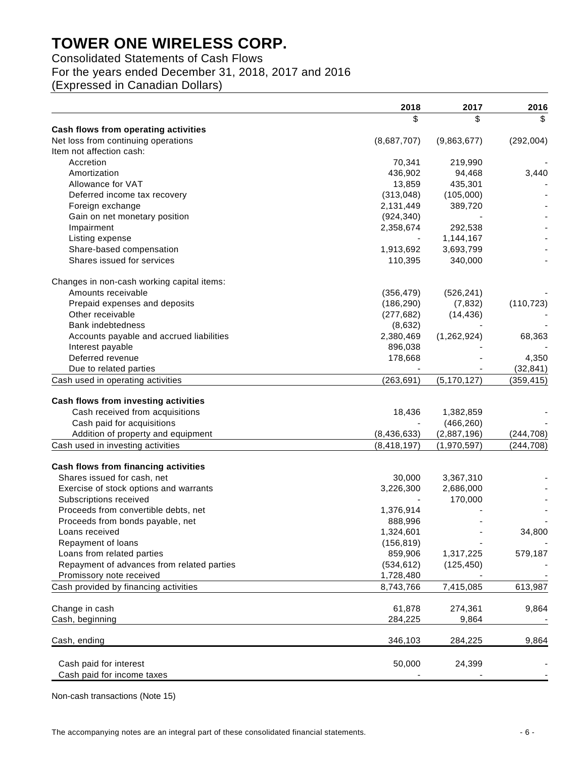# TOWER ONE WIRELESS CORP.

Consolidated Statements of Cash Flows
For the years ended December 31, 2018, 2017 and 2016
(Expressed in Canadian Dollars)

| | 2018 | 2017 | 2016 |
|---|---|---|---|
| | $ | $ | $ |
| **Cash flows from operating activities** | | | |
| Net loss from continuing operations | (8,687,707) | (9,863,677) | (292,004) |
| Item not affection cash: | | | |
| Accretion | 70,341 | 219,990 | - |
| Amortization | 436,902 | 94,468 | 3,440 |
| Allowance for VAT | 13,859 | 435,301 | - |
| Deferred income tax recovery | (313,048) | (105,000) | - |
| Foreign exchange | 2,131,449 | 389,720 | - |
| Gain on net monetary position | (924,340) | - | - |
| Impairment | 2,358,674 | 292,538 | - |
| Listing expense | - | 1,144,167 | - |
| Share-based compensation | 1,913,692 | 3,693,799 | - |
| Shares issued for services | 110,395 | 340,000 | - |
| Changes in non-cash working capital items: | | | |
| Amounts receivable | (356,479) | (526,241) | - |
| Prepaid expenses and deposits | (186,290) | (7,832) | (110,723) |
| Other receivable | (277,682) | (14,436) | - |
| Bank indebtedness | (8,632) | - | - |
| Accounts payable and accrued liabilities | 2,380,469 | (1,262,924) | 68,363 |
| Interest payable | 896,038 | - | - |
| Deferred revenue | 178,668 | - | 4,350 |
| Due to related parties | - | - | (32,841) |
| Cash used in operating activities | (263,691) | (5,170,127) | (359,415) |
| **Cash flows from investing activities** | | | |
| Cash received from acquisitions | 18,436 | 1,382,859 | - |
| Cash paid for acquisitions | - | (466,260) | - |
| Addition of property and equipment | (8,436,633) | (2,887,196) | (244,708) |
| Cash used in investing activities | (8,418,197) | (1,970,597) | (244,708) |
| **Cash flows from financing activities** | | | |
| Shares issued for cash, net | 30,000 | 3,367,310 | - |
| Exercise of stock options and warrants | 3,226,300 | 2,686,000 | - |
| Subscriptions received | - | 170,000 | - |
| Proceeds from convertible debts, net | 1,376,914 | - | - |
| Proceeds from bonds payable, net | 888,996 | - | - |
| Loans received | 1,324,601 | - | 34,800 |
| Repayment of loans | (156,819) | - | - |
| Loans from related parties | 859,906 | 1,317,225 | 579,187 |
| Repayment of advances from related parties | (534,612) | (125,450) | - |
| Promissory note received | 1,728,480 | - | - |
| Cash provided by financing activities | 8,743,766 | 7,415,085 | 613,987 |
| Change in cash | 61,878 | 274,361 | 9,864 |
| Cash, beginning | 284,225 | 9,864 | - |
| Cash, ending | 346,103 | 284,225 | 9,864 |
| Cash paid for interest | 50,000 | 24,399 | - |
| Cash paid for income taxes | - | - | - |

Non-cash transactions (Note 15)

The accompanying notes are an integral part of these consolidated financial statements.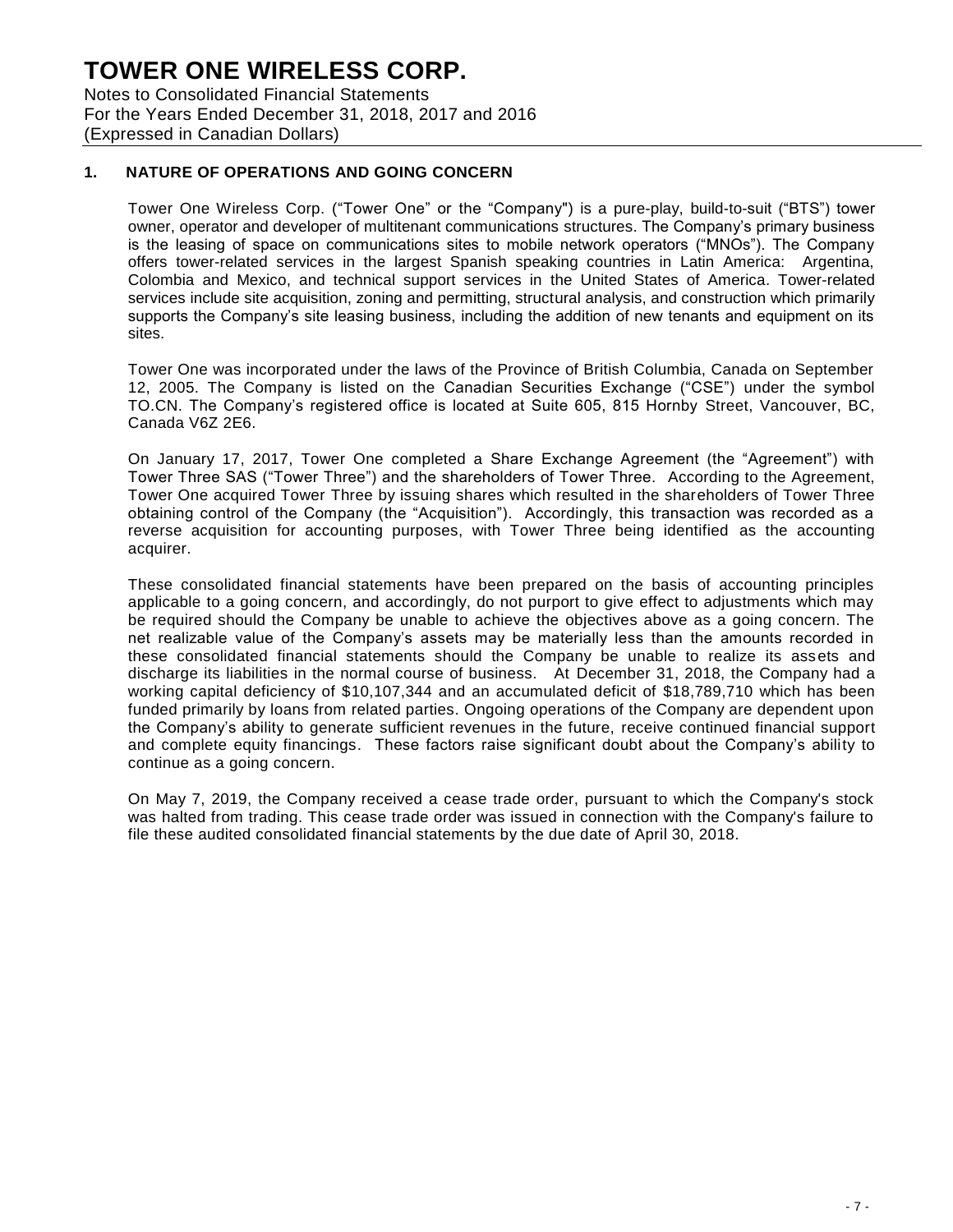## 1. NATURE OF OPERATIONS AND GOING CONCERN

Tower One Wireless Corp. ("Tower One" or the "Company") is a pure-play, build-to-suit ("BTS") tower owner, operator and developer of multitenant communications structures. The Company's primary business is the leasing of space on communications sites to mobile network operators ("MNOs"). The Company offers tower-related services in the largest Spanish speaking countries in Latin America: Argentina, Colombia and Mexico, and technical support services in the United States of America. Tower-related services include site acquisition, zoning and permitting, structural analysis, and construction which primarily supports the Company's site leasing business, including the addition of new tenants and equipment on its sites.

Tower One was incorporated under the laws of the Province of British Columbia, Canada on September 12, 2005. The Company is listed on the Canadian Securities Exchange ("CSE") under the symbol TO.CN. The Company's registered office is located at Suite 605, 815 Hornby Street, Vancouver, BC, Canada V6Z 2E6.

On January 17, 2017, Tower One completed a Share Exchange Agreement (the "Agreement") with Tower Three SAS ("Tower Three") and the shareholders of Tower Three. According to the Agreement, Tower One acquired Tower Three by issuing shares which resulted in the shareholders of Tower Three obtaining control of the Company (the "Acquisition"). Accordingly, this transaction was recorded as a reverse acquisition for accounting purposes, with Tower Three being identified as the accounting acquirer.

These consolidated financial statements have been prepared on the basis of accounting principles applicable to a going concern, and accordingly, do not purport to give effect to adjustments which may be required should the Company be unable to achieve the objectives above as a going concern. The net realizable value of the Company's assets may be materially less than the amounts recorded in these consolidated financial statements should the Company be unable to realize its assets and discharge its liabilities in the normal course of business. At December 31, 2018, the Company had a working capital deficiency of $10,107,344 and an accumulated deficit of $18,789,710 which has been funded primarily by loans from related parties. Ongoing operations of the Company are dependent upon the Company's ability to generate sufficient revenues in the future, receive continued financial support and complete equity financings. These factors raise significant doubt about the Company's ability to continue as a going concern.

On May 7, 2019, the Company received a cease trade order, pursuant to which the Company's stock was halted from trading. This cease trade order was issued in connection with the Company's failure to file these audited consolidated financial statements by the due date of April 30, 2018.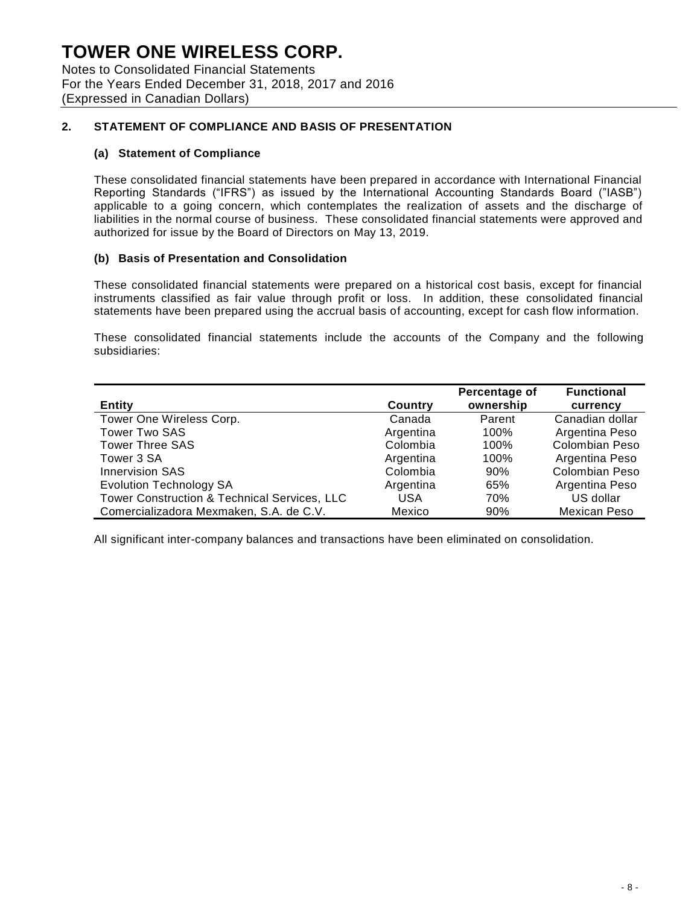# TOWER ONE WIRELESS CORP.

Notes to Consolidated Financial Statements
For the Years Ended December 31, 2018, 2017 and 2016
(Expressed in Canadian Dollars)

## 2. STATEMENT OF COMPLIANCE AND BASIS OF PRESENTATION

### (a) Statement of Compliance

These consolidated financial statements have been prepared in accordance with International Financial Reporting Standards ("IFRS") as issued by the International Accounting Standards Board ("IASB") applicable to a going concern, which contemplates the realization of assets and the discharge of liabilities in the normal course of business. These consolidated financial statements were approved and authorized for issue by the Board of Directors on May 13, 2019.

### (b) Basis of Presentation and Consolidation

These consolidated financial statements were prepared on a historical cost basis, except for financial instruments classified as fair value through profit or loss. In addition, these consolidated financial statements have been prepared using the accrual basis of accounting, except for cash flow information.

These consolidated financial statements include the accounts of the Company and the following subsidiaries:

| Entity | Country | Percentage of ownership | Functional currency |
|---|---|---|---|
| Tower One Wireless Corp. | Canada | Parent | Canadian dollar |
| Tower Two SAS | Argentina | 100% | Argentina Peso |
| Tower Three SAS | Colombia | 100% | Colombian Peso |
| Tower 3 SA | Argentina | 100% | Argentina Peso |
| Innervision SAS | Colombia | 90% | Colombian Peso |
| Evolution Technology SA | Argentina | 65% | Argentina Peso |
| Tower Construction & Technical Services, LLC | USA | 70% | US dollar |
| Comercializadora Mexmaken, S.A. de C.V. | Mexico | 90% | Mexican Peso |

All significant inter-company balances and transactions have been eliminated on consolidation.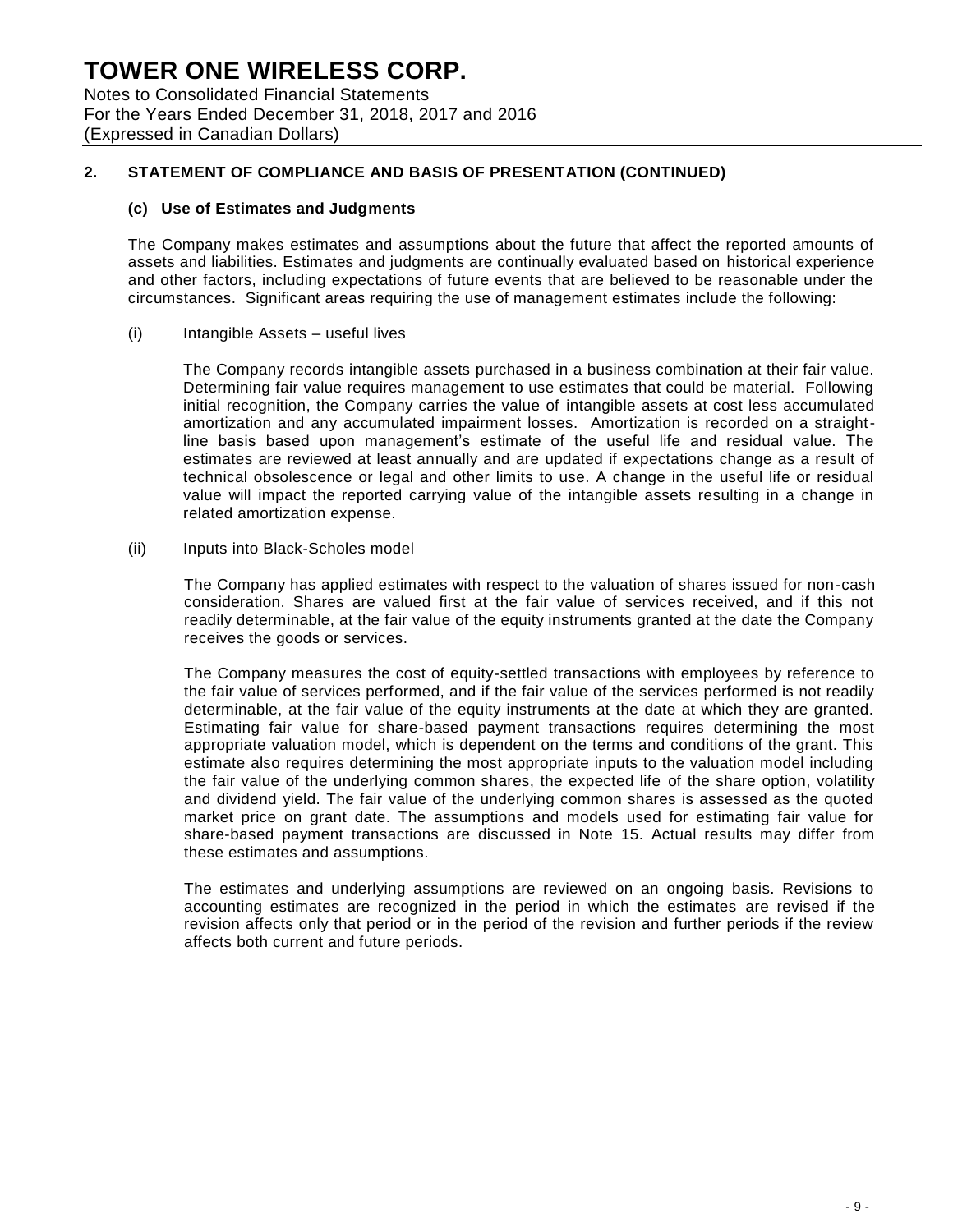## 2. STATEMENT OF COMPLIANCE AND BASIS OF PRESENTATION (CONTINUED)

### (c) Use of Estimates and Judgments

The Company makes estimates and assumptions about the future that affect the reported amounts of assets and liabilities. Estimates and judgments are continually evaluated based on historical experience and other factors, including expectations of future events that are believed to be reasonable under the circumstances. Significant areas requiring the use of management estimates include the following:

(i) Intangible Assets – useful lives

The Company records intangible assets purchased in a business combination at their fair value. Determining fair value requires management to use estimates that could be material. Following initial recognition, the Company carries the value of intangible assets at cost less accumulated amortization and any accumulated impairment losses. Amortization is recorded on a straight-line basis based upon management's estimate of the useful life and residual value. The estimates are reviewed at least annually and are updated if expectations change as a result of technical obsolescence or legal and other limits to use. A change in the useful life or residual value will impact the reported carrying value of the intangible assets resulting in a change in related amortization expense.

(ii) Inputs into Black-Scholes model

The Company has applied estimates with respect to the valuation of shares issued for non-cash consideration. Shares are valued first at the fair value of services received, and if this not readily determinable, at the fair value of the equity instruments granted at the date the Company receives the goods or services.

The Company measures the cost of equity-settled transactions with employees by reference to the fair value of services performed, and if the fair value of the services performed is not readily determinable, at the fair value of the equity instruments at the date at which they are granted. Estimating fair value for share-based payment transactions requires determining the most appropriate valuation model, which is dependent on the terms and conditions of the grant. This estimate also requires determining the most appropriate inputs to the valuation model including the fair value of the underlying common shares, the expected life of the share option, volatility and dividend yield. The fair value of the underlying common shares is assessed as the quoted market price on grant date. The assumptions and models used for estimating fair value for share-based payment transactions are discussed in Note 15. Actual results may differ from these estimates and assumptions.

The estimates and underlying assumptions are reviewed on an ongoing basis. Revisions to accounting estimates are recognized in the period in which the estimates are revised if the revision affects only that period or in the period of the revision and further periods if the review affects both current and future periods.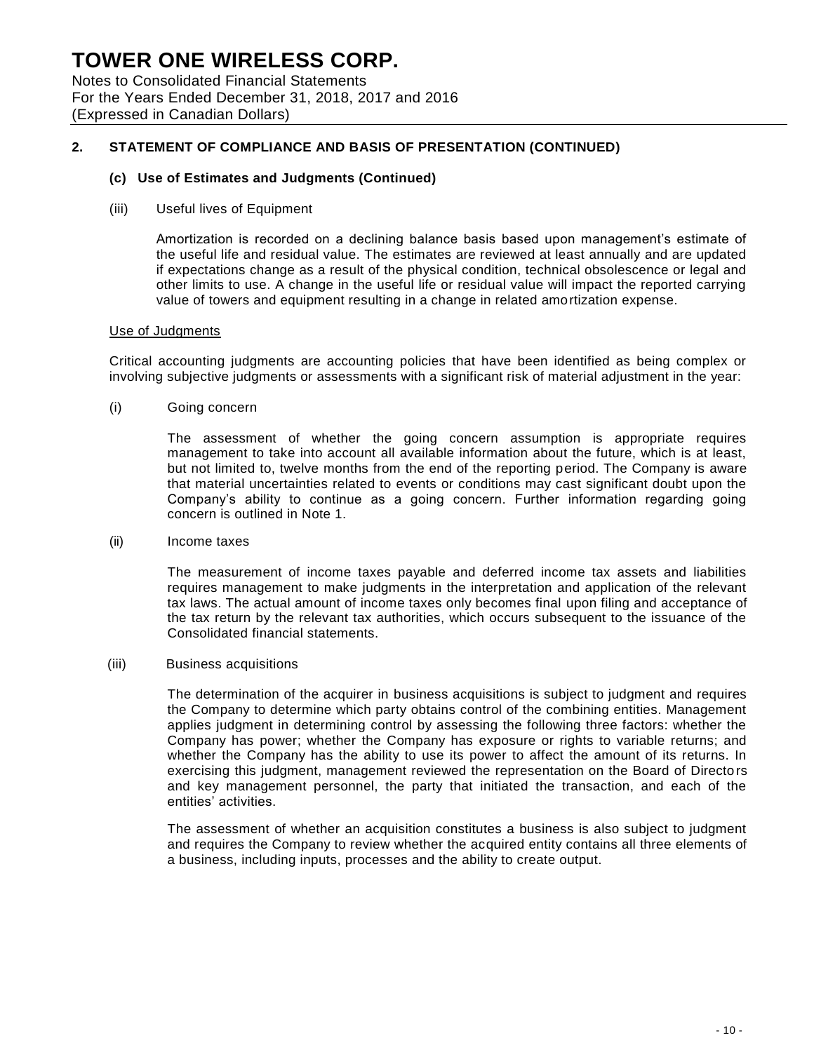## 2. STATEMENT OF COMPLIANCE AND BASIS OF PRESENTATION (CONTINUED)

### (c) Use of Estimates and Judgments (Continued)

(iii) Useful lives of Equipment

Amortization is recorded on a declining balance basis based upon management's estimate of the useful life and residual value. The estimates are reviewed at least annually and are updated if expectations change as a result of the physical condition, technical obsolescence or legal and other limits to use. A change in the useful life or residual value will impact the reported carrying value of towers and equipment resulting in a change in related amortization expense.

Use of Judgments

Critical accounting judgments are accounting policies that have been identified as being complex or involving subjective judgments or assessments with a significant risk of material adjustment in the year:

(i) Going concern

The assessment of whether the going concern assumption is appropriate requires management to take into account all available information about the future, which is at least, but not limited to, twelve months from the end of the reporting period. The Company is aware that material uncertainties related to events or conditions may cast significant doubt upon the Company's ability to continue as a going concern. Further information regarding going concern is outlined in Note 1.

(ii) Income taxes

The measurement of income taxes payable and deferred income tax assets and liabilities requires management to make judgments in the interpretation and application of the relevant tax laws. The actual amount of income taxes only becomes final upon filing and acceptance of the tax return by the relevant tax authorities, which occurs subsequent to the issuance of the Consolidated financial statements.

(iii) Business acquisitions

The determination of the acquirer in business acquisitions is subject to judgment and requires the Company to determine which party obtains control of the combining entities. Management applies judgment in determining control by assessing the following three factors: whether the Company has power; whether the Company has exposure or rights to variable returns; and whether the Company has the ability to use its power to affect the amount of its returns. In exercising this judgment, management reviewed the representation on the Board of Directors and key management personnel, the party that initiated the transaction, and each of the entities' activities.

The assessment of whether an acquisition constitutes a business is also subject to judgment and requires the Company to review whether the acquired entity contains all three elements of a business, including inputs, processes and the ability to create output.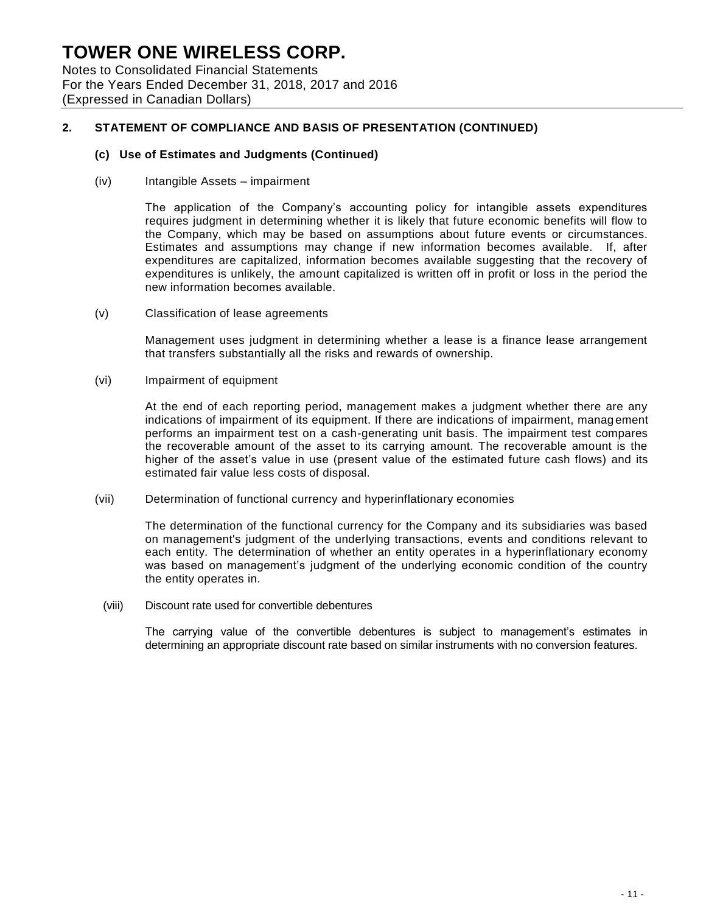## 2. STATEMENT OF COMPLIANCE AND BASIS OF PRESENTATION (CONTINUED)

### (c) Use of Estimates and Judgments (Continued)

(iv) Intangible Assets – impairment

The application of the Company's accounting policy for intangible assets expenditures requires judgment in determining whether it is likely that future economic benefits will flow to the Company, which may be based on assumptions about future events or circumstances. Estimates and assumptions may change if new information becomes available. If, after expenditures are capitalized, information becomes available suggesting that the recovery of expenditures is unlikely, the amount capitalized is written off in profit or loss in the period the new information becomes available.

(v) Classification of lease agreements

Management uses judgment in determining whether a lease is a finance lease arrangement that transfers substantially all the risks and rewards of ownership.

(vi) Impairment of equipment

At the end of each reporting period, management makes a judgment whether there are any indications of impairment of its equipment. If there are indications of impairment, management performs an impairment test on a cash-generating unit basis. The impairment test compares the recoverable amount of the asset to its carrying amount. The recoverable amount is the higher of the asset's value in use (present value of the estimated future cash flows) and its estimated fair value less costs of disposal.

(vii) Determination of functional currency and hyperinflationary economies

The determination of the functional currency for the Company and its subsidiaries was based on management's judgment of the underlying transactions, events and conditions relevant to each entity. The determination of whether an entity operates in a hyperinflationary economy was based on management's judgment of the underlying economic condition of the country the entity operates in.

(viii) Discount rate used for convertible debentures

The carrying value of the convertible debentures is subject to management's estimates in determining an appropriate discount rate based on similar instruments with no conversion features.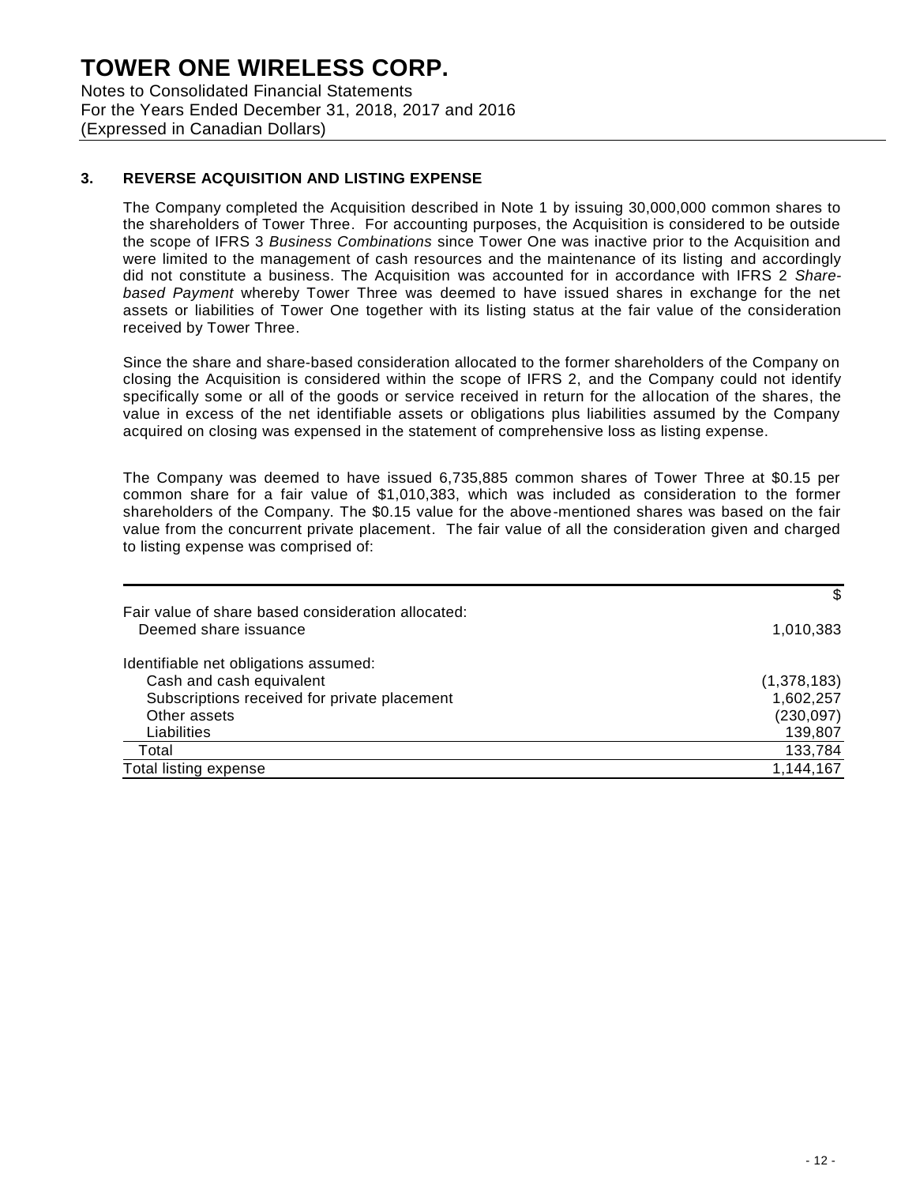# TOWER ONE WIRELESS CORP.

Notes to Consolidated Financial Statements
For the Years Ended December 31, 2018, 2017 and 2016
(Expressed in Canadian Dollars)

## 3. REVERSE ACQUISITION AND LISTING EXPENSE

The Company completed the Acquisition described in Note 1 by issuing 30,000,000 common shares to the shareholders of Tower Three. For accounting purposes, the Acquisition is considered to be outside the scope of IFRS 3 *Business Combinations* since Tower One was inactive prior to the Acquisition and were limited to the management of cash resources and the maintenance of its listing and accordingly did not constitute a business. The Acquisition was accounted for in accordance with IFRS 2 *Share-based Payment* whereby Tower Three was deemed to have issued shares in exchange for the net assets or liabilities of Tower One together with its listing status at the fair value of the consideration received by Tower Three.

Since the share and share-based consideration allocated to the former shareholders of the Company on closing the Acquisition is considered within the scope of IFRS 2, and the Company could not identify specifically some or all of the goods or service received in return for the allocation of the shares, the value in excess of the net identifiable assets or obligations plus liabilities assumed by the Company acquired on closing was expensed in the statement of comprehensive loss as listing expense.

The Company was deemed to have issued 6,735,885 common shares of Tower Three at $0.15 per common share for a fair value of $1,010,383, which was included as consideration to the former shareholders of the Company. The $0.15 value for the above-mentioned shares was based on the fair value from the concurrent private placement. The fair value of all the consideration given and charged to listing expense was comprised of:

| | $ |
|---|---|
| Fair value of share based consideration allocated: | |
| Deemed share issuance | 1,010,383 |
| Identifiable net obligations assumed: | |
| Cash and cash equivalent | (1,378,183) |
| Subscriptions received for private placement | 1,602,257 |
| Other assets | (230,097) |
| Liabilities | 139,807 |
| Total | 133,784 |
| Total listing expense | 1,144,167 |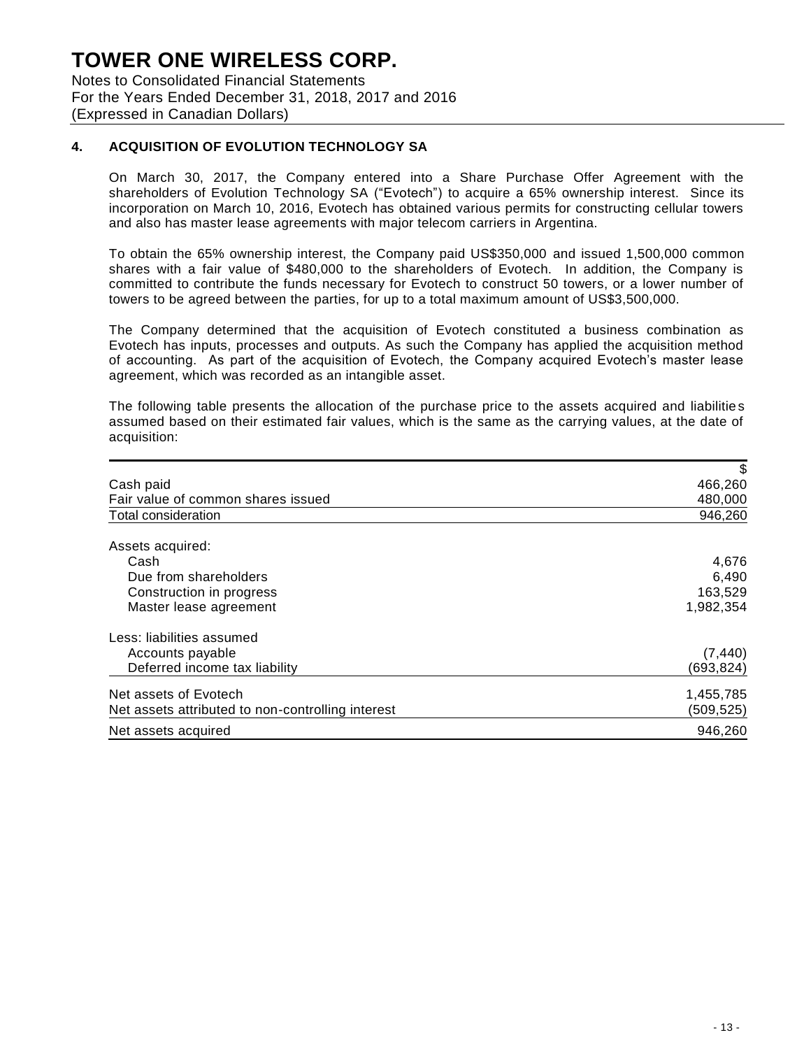## 4. ACQUISITION OF EVOLUTION TECHNOLOGY SA

On March 30, 2017, the Company entered into a Share Purchase Offer Agreement with the shareholders of Evolution Technology SA ("Evotech") to acquire a 65% ownership interest. Since its incorporation on March 10, 2016, Evotech has obtained various permits for constructing cellular towers and also has master lease agreements with major telecom carriers in Argentina.

To obtain the 65% ownership interest, the Company paid US$350,000 and issued 1,500,000 common shares with a fair value of $480,000 to the shareholders of Evotech. In addition, the Company is committed to contribute the funds necessary for Evotech to construct 50 towers, or a lower number of towers to be agreed between the parties, for up to a total maximum amount of US$3,500,000.

The Company determined that the acquisition of Evotech constituted a business combination as Evotech has inputs, processes and outputs. As such the Company has applied the acquisition method of accounting. As part of the acquisition of Evotech, the Company acquired Evotech's master lease agreement, which was recorded as an intangible asset.

The following table presents the allocation of the purchase price to the assets acquired and liabilities assumed based on their estimated fair values, which is the same as the carrying values, at the date of acquisition:

| | $ |
|---|---|
| Cash paid | 466,260 |
| Fair value of common shares issued | 480,000 |
| Total consideration | 946,260 |
| | |
| Assets acquired: | |
| Cash | 4,676 |
| Due from shareholders | 6,490 |
| Construction in progress | 163,529 |
| Master lease agreement | 1,982,354 |
| | |
| Less: liabilities assumed | |
| Accounts payable | (7,440) |
| Deferred income tax liability | (693,824) |
| | |
| Net assets of Evotech | 1,455,785 |
| Net assets attributed to non-controlling interest | (509,525) |
| Net assets acquired | 946,260 |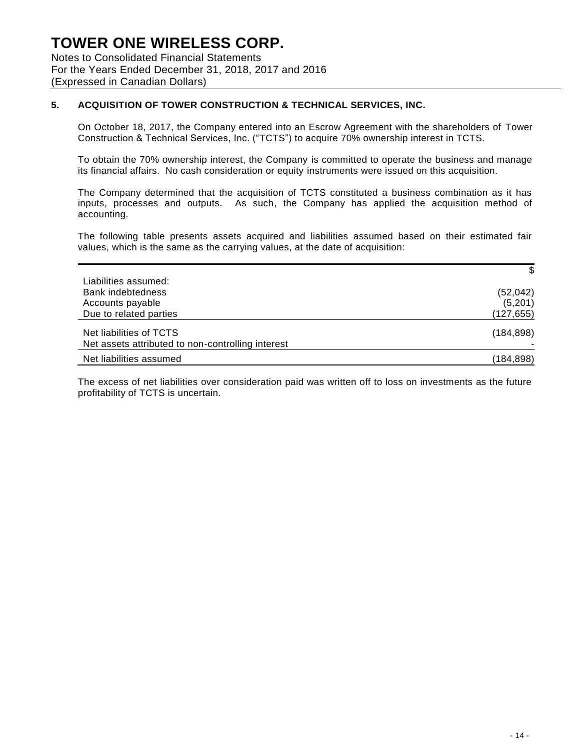# TOWER ONE WIRELESS CORP.

Notes to Consolidated Financial Statements
For the Years Ended December 31, 2018, 2017 and 2016
(Expressed in Canadian Dollars)

## 5. ACQUISITION OF TOWER CONSTRUCTION & TECHNICAL SERVICES, INC.

On October 18, 2017, the Company entered into an Escrow Agreement with the shareholders of Tower Construction & Technical Services, Inc. ("TCTS") to acquire 70% ownership interest in TCTS.

To obtain the 70% ownership interest, the Company is committed to operate the business and manage its financial affairs. No cash consideration or equity instruments were issued on this acquisition.

The Company determined that the acquisition of TCTS constituted a business combination as it has inputs, processes and outputs. As such, the Company has applied the acquisition method of accounting.

The following table presents assets acquired and liabilities assumed based on their estimated fair values, which is the same as the carrying values, at the date of acquisition:

| | $ |
|---|---:|
| Liabilities assumed: | |
| Bank indebtedness | (52,042) |
| Accounts payable | (5,201) |
| Due to related parties | (127,655) |
| Net liabilities of TCTS | (184,898) |
| Net assets attributed to non-controlling interest | - |
| Net liabilities assumed | (184,898) |

The excess of net liabilities over consideration paid was written off to loss on investments as the future profitability of TCTS is uncertain.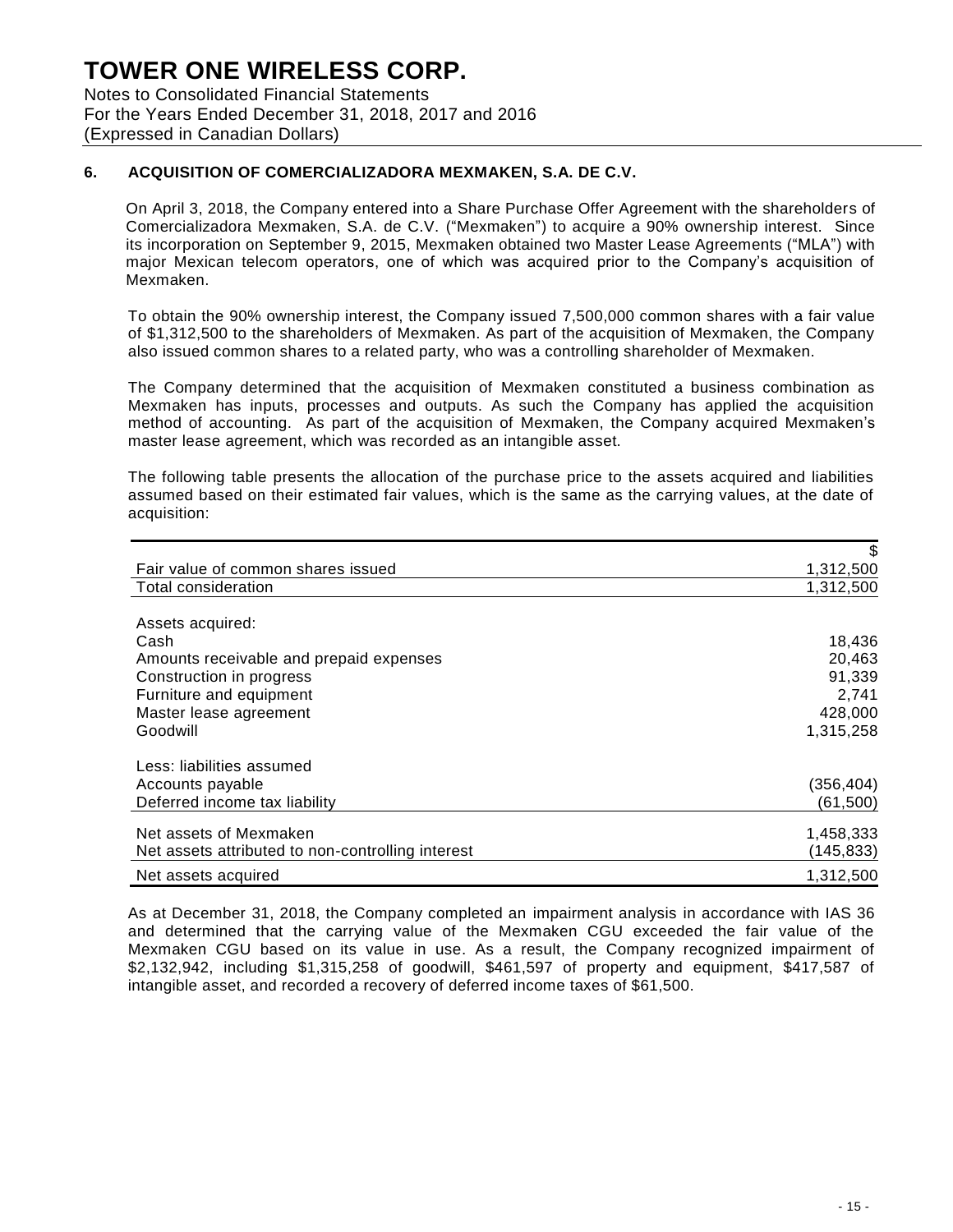# TOWER ONE WIRELESS CORP.

Notes to Consolidated Financial Statements
For the Years Ended December 31, 2018, 2017 and 2016
(Expressed in Canadian Dollars)

## 6. ACQUISITION OF COMERCIALIZADORA MEXMAKEN, S.A. DE C.V.

On April 3, 2018, the Company entered into a Share Purchase Offer Agreement with the shareholders of Comercializadora Mexmaken, S.A. de C.V. ("Mexmaken") to acquire a 90% ownership interest. Since its incorporation on September 9, 2015, Mexmaken obtained two Master Lease Agreements ("MLA") with major Mexican telecom operators, one of which was acquired prior to the Company's acquisition of Mexmaken.

To obtain the 90% ownership interest, the Company issued 7,500,000 common shares with a fair value of $1,312,500 to the shareholders of Mexmaken. As part of the acquisition of Mexmaken, the Company also issued common shares to a related party, who was a controlling shareholder of Mexmaken.

The Company determined that the acquisition of Mexmaken constituted a business combination as Mexmaken has inputs, processes and outputs. As such the Company has applied the acquisition method of accounting. As part of the acquisition of Mexmaken, the Company acquired Mexmaken's master lease agreement, which was recorded as an intangible asset.

The following table presents the allocation of the purchase price to the assets acquired and liabilities assumed based on their estimated fair values, which is the same as the carrying values, at the date of acquisition:

| | $ |
|---|---|
| Fair value of common shares issued | 1,312,500 |
| Total consideration | 1,312,500 |
| | |
| Assets acquired: | |
| Cash | 18,436 |
| Amounts receivable and prepaid expenses | 20,463 |
| Construction in progress | 91,339 |
| Furniture and equipment | 2,741 |
| Master lease agreement | 428,000 |
| Goodwill | 1,315,258 |
| | |
| Less: liabilities assumed | |
| Accounts payable | (356,404) |
| Deferred income tax liability | (61,500) |
| | |
| Net assets of Mexmaken | 1,458,333 |
| Net assets attributed to non-controlling interest | (145,833) |
| Net assets acquired | 1,312,500 |

As at December 31, 2018, the Company completed an impairment analysis in accordance with IAS 36 and determined that the carrying value of the Mexmaken CGU exceeded the fair value of the Mexmaken CGU based on its value in use. As a result, the Company recognized impairment of $2,132,942, including $1,315,258 of goodwill, $461,597 of property and equipment, $417,587 of intangible asset, and recorded a recovery of deferred income taxes of $61,500.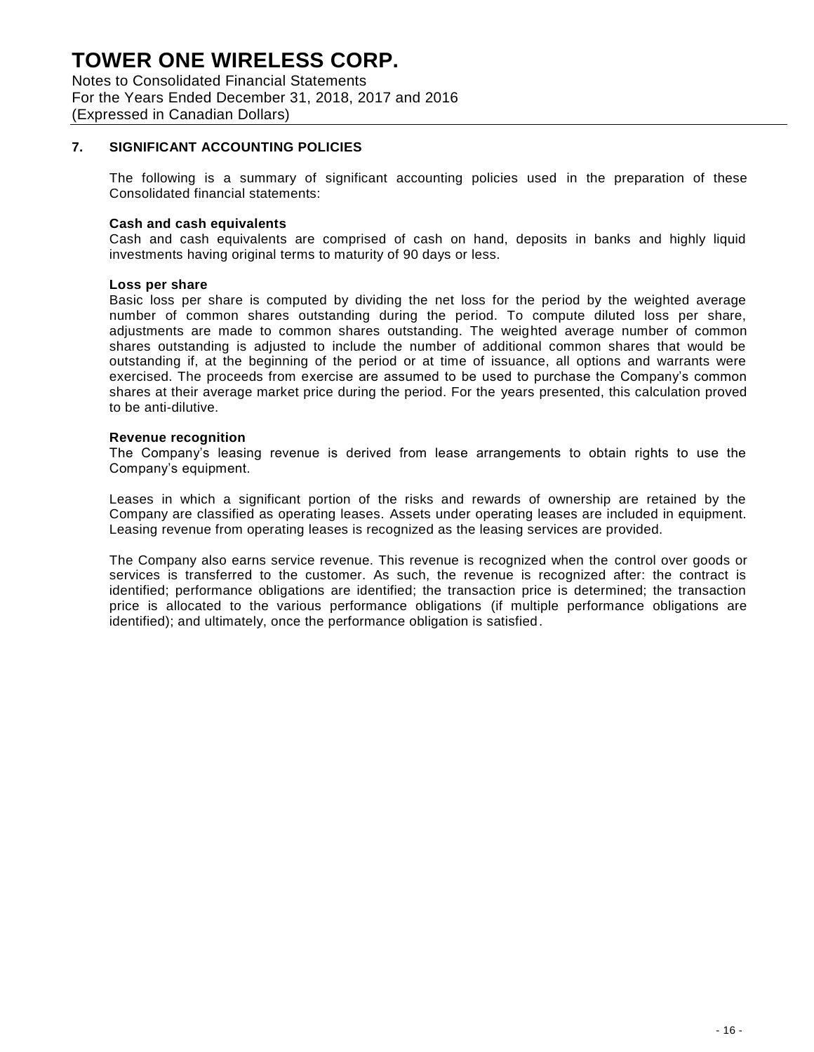# TOWER ONE WIRELESS CORP.

Notes to Consolidated Financial Statements
For the Years Ended December 31, 2018, 2017 and 2016
(Expressed in Canadian Dollars)

## 7. SIGNIFICANT ACCOUNTING POLICIES

The following is a summary of significant accounting policies used in the preparation of these Consolidated financial statements:

**Cash and cash equivalents**
Cash and cash equivalents are comprised of cash on hand, deposits in banks and highly liquid investments having original terms to maturity of 90 days or less.

**Loss per share**
Basic loss per share is computed by dividing the net loss for the period by the weighted average number of common shares outstanding during the period. To compute diluted loss per share, adjustments are made to common shares outstanding. The weighted average number of common shares outstanding is adjusted to include the number of additional common shares that would be outstanding if, at the beginning of the period or at time of issuance, all options and warrants were exercised. The proceeds from exercise are assumed to be used to purchase the Company's common shares at their average market price during the period. For the years presented, this calculation proved to be anti-dilutive.

**Revenue recognition**
The Company's leasing revenue is derived from lease arrangements to obtain rights to use the Company's equipment.

Leases in which a significant portion of the risks and rewards of ownership are retained by the Company are classified as operating leases. Assets under operating leases are included in equipment. Leasing revenue from operating leases is recognized as the leasing services are provided.

The Company also earns service revenue. This revenue is recognized when the control over goods or services is transferred to the customer. As such, the revenue is recognized after: the contract is identified; performance obligations are identified; the transaction price is determined; the transaction price is allocated to the various performance obligations (if multiple performance obligations are identified); and ultimately, once the performance obligation is satisfied.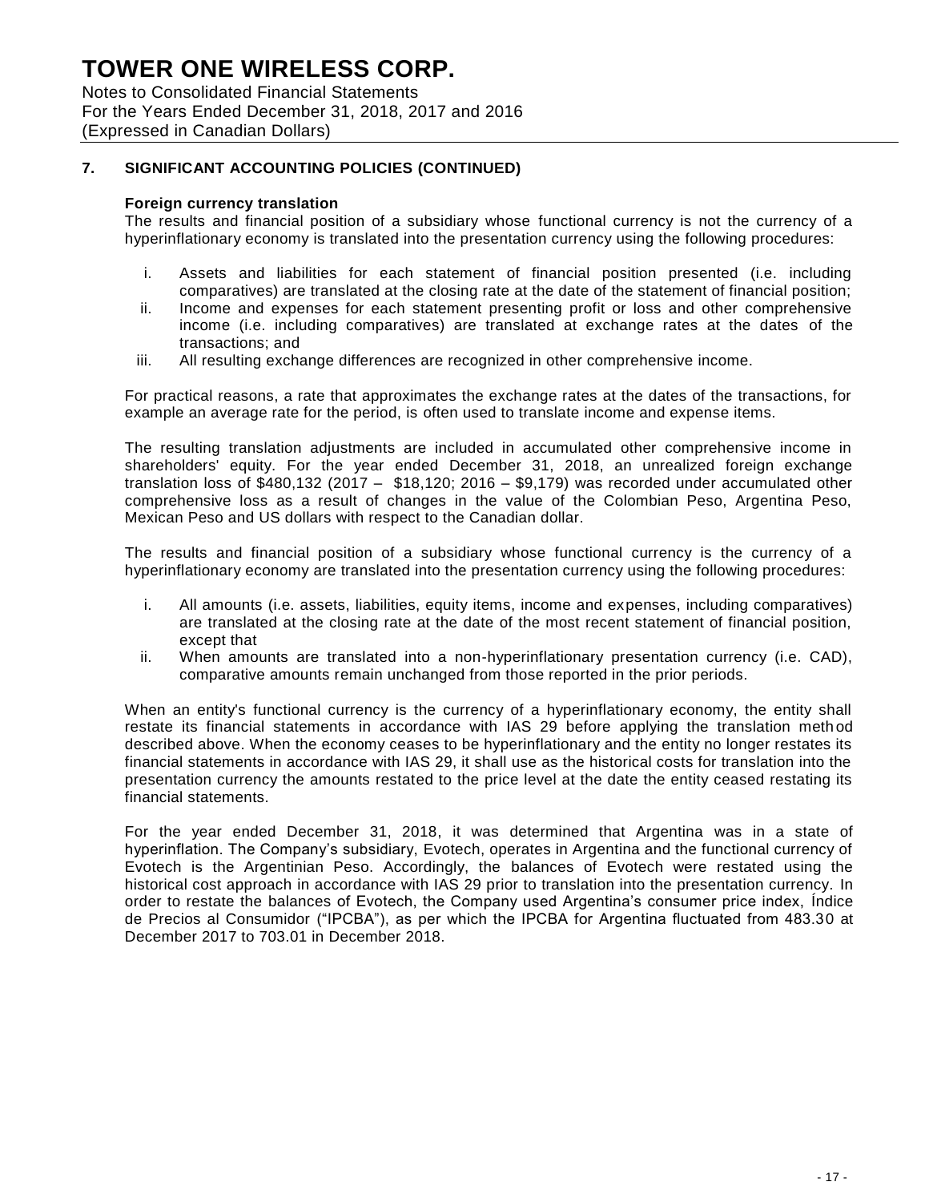## 7. SIGNIFICANT ACCOUNTING POLICIES (CONTINUED)

**Foreign currency translation**

The results and financial position of a subsidiary whose functional currency is not the currency of a hyperinflationary economy is translated into the presentation currency using the following procedures:

i. Assets and liabilities for each statement of financial position presented (i.e. including comparatives) are translated at the closing rate at the date of the statement of financial position;
ii. Income and expenses for each statement presenting profit or loss and other comprehensive income (i.e. including comparatives) are translated at exchange rates at the dates of the transactions; and
iii. All resulting exchange differences are recognized in other comprehensive income.

For practical reasons, a rate that approximates the exchange rates at the dates of the transactions, for example an average rate for the period, is often used to translate income and expense items.

The resulting translation adjustments are included in accumulated other comprehensive income in shareholders' equity. For the year ended December 31, 2018, an unrealized foreign exchange translation loss of $480,132 (2017 – $18,120; 2016 – $9,179) was recorded under accumulated other comprehensive loss as a result of changes in the value of the Colombian Peso, Argentina Peso, Mexican Peso and US dollars with respect to the Canadian dollar.

The results and financial position of a subsidiary whose functional currency is the currency of a hyperinflationary economy are translated into the presentation currency using the following procedures:

i. All amounts (i.e. assets, liabilities, equity items, income and expenses, including comparatives) are translated at the closing rate at the date of the most recent statement of financial position, except that
ii. When amounts are translated into a non-hyperinflationary presentation currency (i.e. CAD), comparative amounts remain unchanged from those reported in the prior periods.

When an entity's functional currency is the currency of a hyperinflationary economy, the entity shall restate its financial statements in accordance with IAS 29 before applying the translation method described above. When the economy ceases to be hyperinflationary and the entity no longer restates its financial statements in accordance with IAS 29, it shall use as the historical costs for translation into the presentation currency the amounts restated to the price level at the date the entity ceased restating its financial statements.

For the year ended December 31, 2018, it was determined that Argentina was in a state of hyperinflation. The Company's subsidiary, Evotech, operates in Argentina and the functional currency of Evotech is the Argentinian Peso. Accordingly, the balances of Evotech were restated using the historical cost approach in accordance with IAS 29 prior to translation into the presentation currency. In order to restate the balances of Evotech, the Company used Argentina's consumer price index, Índice de Precios al Consumidor ("IPCBA"), as per which the IPCBA for Argentina fluctuated from 483.30 at December 2017 to 703.01 in December 2018.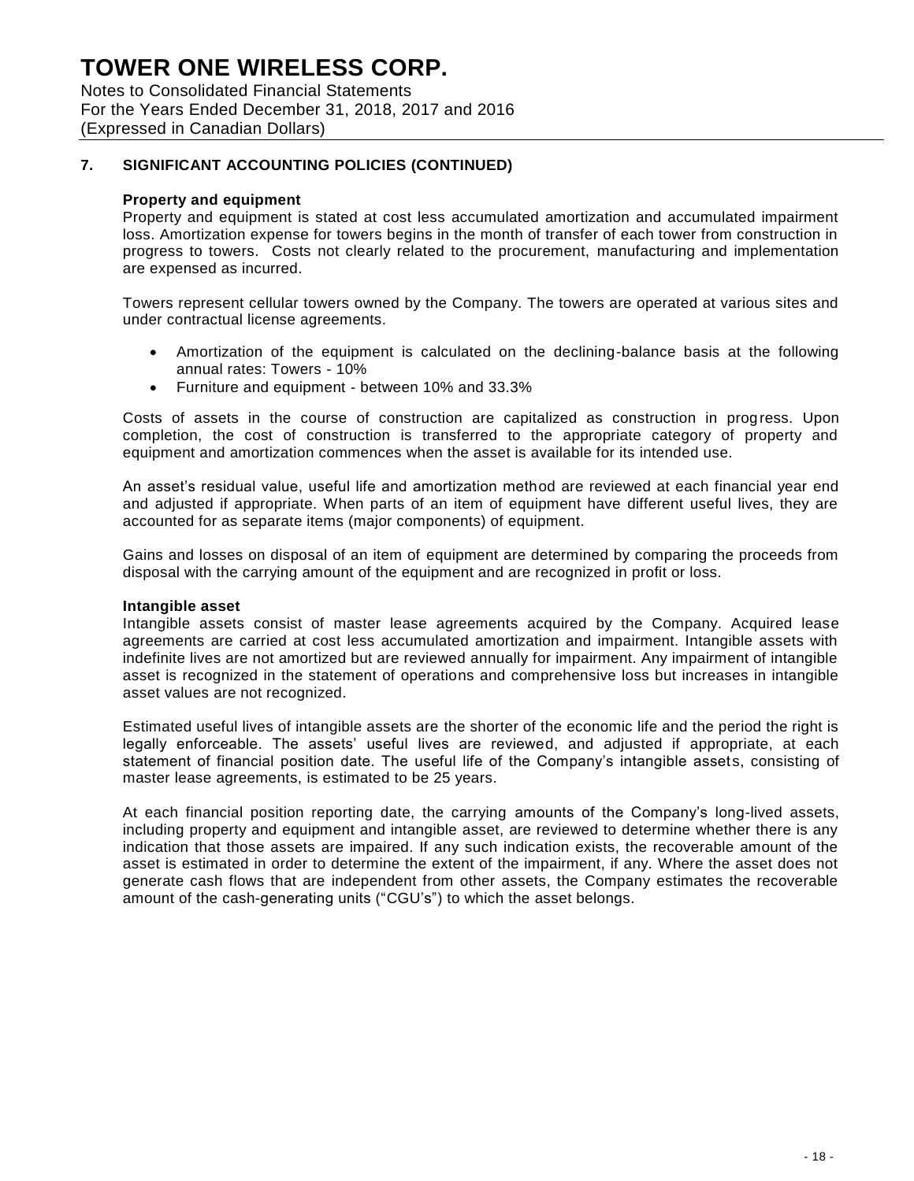## 7. SIGNIFICANT ACCOUNTING POLICIES (CONTINUED)

**Property and equipment**

Property and equipment is stated at cost less accumulated amortization and accumulated impairment loss. Amortization expense for towers begins in the month of transfer of each tower from construction in progress to towers. Costs not clearly related to the procurement, manufacturing and implementation are expensed as incurred.

Towers represent cellular towers owned by the Company. The towers are operated at various sites and under contractual license agreements.

- Amortization of the equipment is calculated on the declining-balance basis at the following annual rates: Towers - 10%
- Furniture and equipment - between 10% and 33.3%

Costs of assets in the course of construction are capitalized as construction in progress. Upon completion, the cost of construction is transferred to the appropriate category of property and equipment and amortization commences when the asset is available for its intended use.

An asset's residual value, useful life and amortization method are reviewed at each financial year end and adjusted if appropriate. When parts of an item of equipment have different useful lives, they are accounted for as separate items (major components) of equipment.

Gains and losses on disposal of an item of equipment are determined by comparing the proceeds from disposal with the carrying amount of the equipment and are recognized in profit or loss.

**Intangible asset**

Intangible assets consist of master lease agreements acquired by the Company. Acquired lease agreements are carried at cost less accumulated amortization and impairment. Intangible assets with indefinite lives are not amortized but are reviewed annually for impairment. Any impairment of intangible asset is recognized in the statement of operations and comprehensive loss but increases in intangible asset values are not recognized.

Estimated useful lives of intangible assets are the shorter of the economic life and the period the right is legally enforceable. The assets' useful lives are reviewed, and adjusted if appropriate, at each statement of financial position date. The useful life of the Company's intangible assets, consisting of master lease agreements, is estimated to be 25 years.

At each financial position reporting date, the carrying amounts of the Company's long-lived assets, including property and equipment and intangible asset, are reviewed to determine whether there is any indication that those assets are impaired. If any such indication exists, the recoverable amount of the asset is estimated in order to determine the extent of the impairment, if any. Where the asset does not generate cash flows that are independent from other assets, the Company estimates the recoverable amount of the cash-generating units ("CGU's") to which the asset belongs.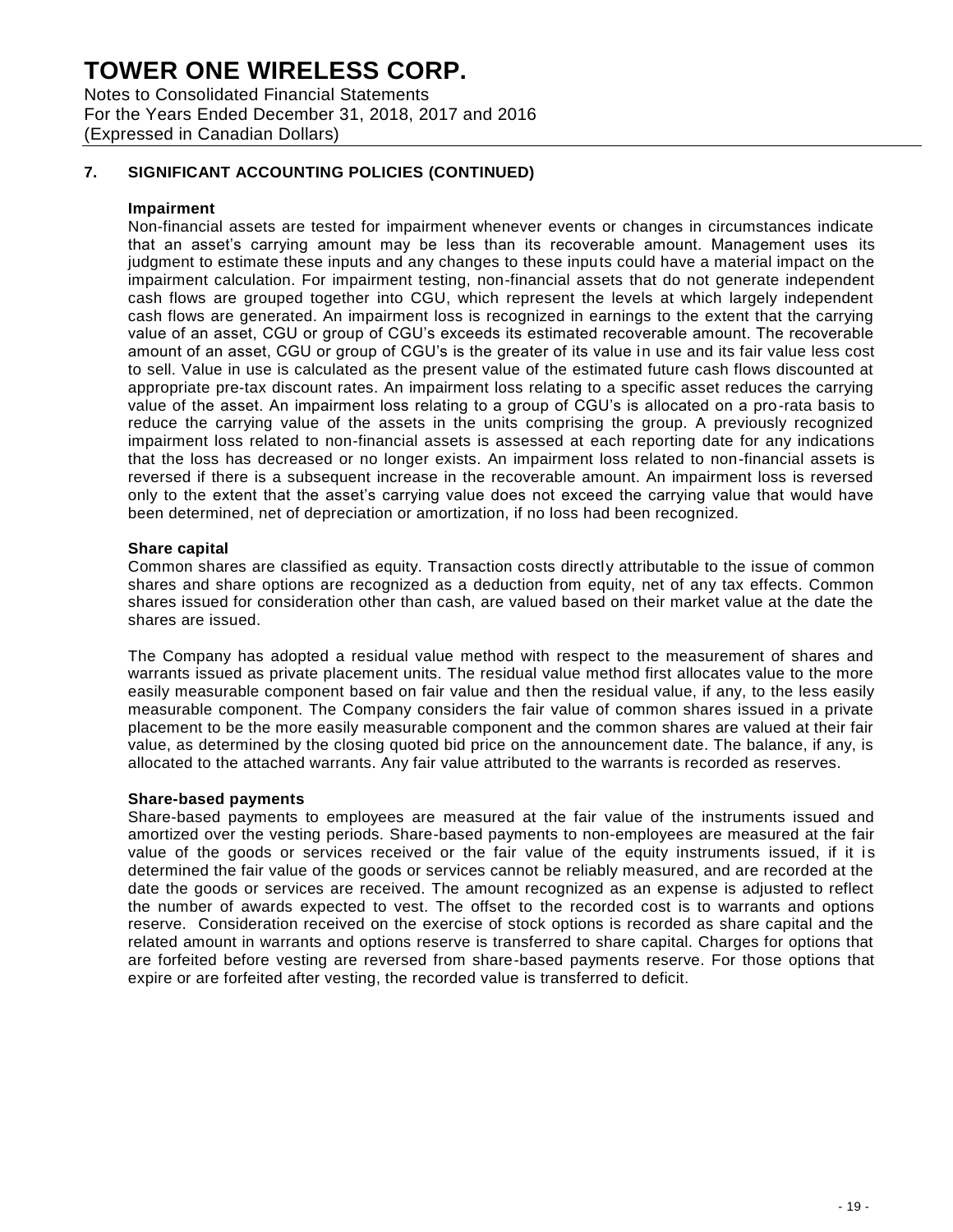## 7. SIGNIFICANT ACCOUNTING POLICIES (CONTINUED)

**Impairment**

Non-financial assets are tested for impairment whenever events or changes in circumstances indicate that an asset's carrying amount may be less than its recoverable amount. Management uses its judgment to estimate these inputs and any changes to these inputs could have a material impact on the impairment calculation. For impairment testing, non-financial assets that do not generate independent cash flows are grouped together into CGU, which represent the levels at which largely independent cash flows are generated. An impairment loss is recognized in earnings to the extent that the carrying value of an asset, CGU or group of CGU's exceeds its estimated recoverable amount. The recoverable amount of an asset, CGU or group of CGU's is the greater of its value in use and its fair value less cost to sell. Value in use is calculated as the present value of the estimated future cash flows discounted at appropriate pre-tax discount rates. An impairment loss relating to a specific asset reduces the carrying value of the asset. An impairment loss relating to a group of CGU's is allocated on a pro-rata basis to reduce the carrying value of the assets in the units comprising the group. A previously recognized impairment loss related to non-financial assets is assessed at each reporting date for any indications that the loss has decreased or no longer exists. An impairment loss related to non-financial assets is reversed if there is a subsequent increase in the recoverable amount. An impairment loss is reversed only to the extent that the asset's carrying value does not exceed the carrying value that would have been determined, net of depreciation or amortization, if no loss had been recognized.

**Share capital**

Common shares are classified as equity. Transaction costs directly attributable to the issue of common shares and share options are recognized as a deduction from equity, net of any tax effects. Common shares issued for consideration other than cash, are valued based on their market value at the date the shares are issued.

The Company has adopted a residual value method with respect to the measurement of shares and warrants issued as private placement units. The residual value method first allocates value to the more easily measurable component based on fair value and then the residual value, if any, to the less easily measurable component. The Company considers the fair value of common shares issued in a private placement to be the more easily measurable component and the common shares are valued at their fair value, as determined by the closing quoted bid price on the announcement date. The balance, if any, is allocated to the attached warrants. Any fair value attributed to the warrants is recorded as reserves.

**Share-based payments**

Share-based payments to employees are measured at the fair value of the instruments issued and amortized over the vesting periods. Share-based payments to non-employees are measured at the fair value of the goods or services received or the fair value of the equity instruments issued, if it is determined the fair value of the goods or services cannot be reliably measured, and are recorded at the date the goods or services are received. The amount recognized as an expense is adjusted to reflect the number of awards expected to vest. The offset to the recorded cost is to warrants and options reserve. Consideration received on the exercise of stock options is recorded as share capital and the related amount in warrants and options reserve is transferred to share capital. Charges for options that are forfeited before vesting are reversed from share-based payments reserve. For those options that expire or are forfeited after vesting, the recorded value is transferred to deficit.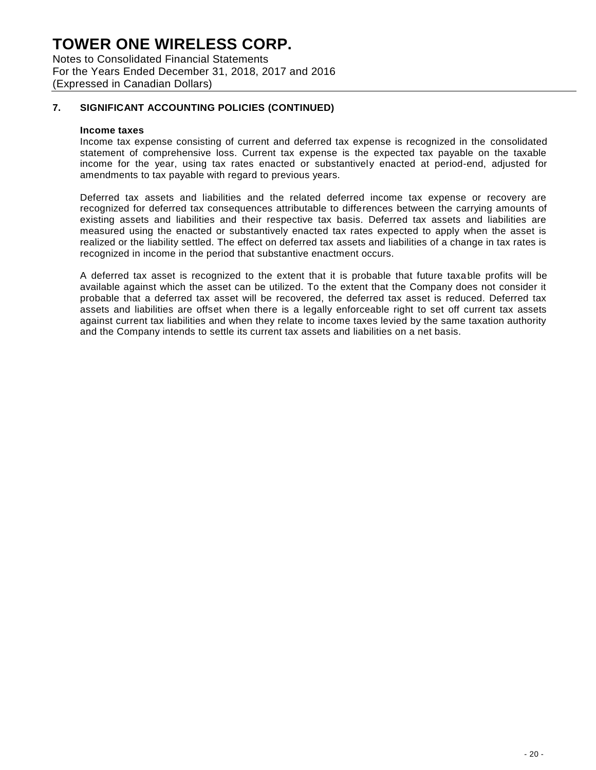## 7. SIGNIFICANT ACCOUNTING POLICIES (CONTINUED)

**Income taxes**

Income tax expense consisting of current and deferred tax expense is recognized in the consolidated statement of comprehensive loss. Current tax expense is the expected tax payable on the taxable income for the year, using tax rates enacted or substantively enacted at period-end, adjusted for amendments to tax payable with regard to previous years.

Deferred tax assets and liabilities and the related deferred income tax expense or recovery are recognized for deferred tax consequences attributable to differences between the carrying amounts of existing assets and liabilities and their respective tax basis. Deferred tax assets and liabilities are measured using the enacted or substantively enacted tax rates expected to apply when the asset is realized or the liability settled. The effect on deferred tax assets and liabilities of a change in tax rates is recognized in income in the period that substantive enactment occurs.

A deferred tax asset is recognized to the extent that it is probable that future taxable profits will be available against which the asset can be utilized. To the extent that the Company does not consider it probable that a deferred tax asset will be recovered, the deferred tax asset is reduced. Deferred tax assets and liabilities are offset when there is a legally enforceable right to set off current tax assets against current tax liabilities and when they relate to income taxes levied by the same taxation authority and the Company intends to settle its current tax assets and liabilities on a net basis.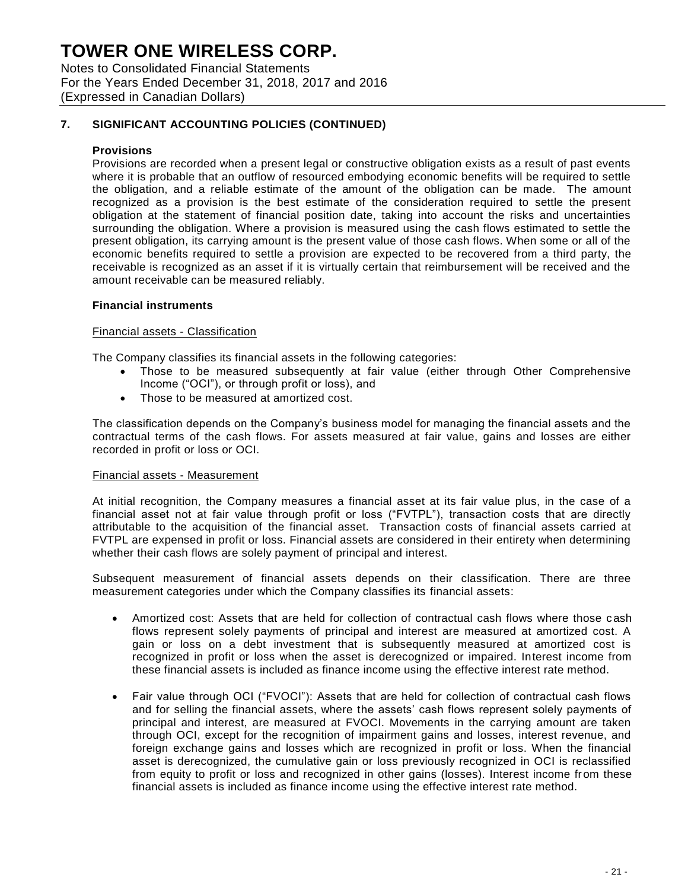# TOWER ONE WIRELESS CORP.

Notes to Consolidated Financial Statements
For the Years Ended December 31, 2018, 2017 and 2016
(Expressed in Canadian Dollars)

## 7. SIGNIFICANT ACCOUNTING POLICIES (CONTINUED)

### Provisions

Provisions are recorded when a present legal or constructive obligation exists as a result of past events where it is probable that an outflow of resourced embodying economic benefits will be required to settle the obligation, and a reliable estimate of the amount of the obligation can be made. The amount recognized as a provision is the best estimate of the consideration required to settle the present obligation at the statement of financial position date, taking into account the risks and uncertainties surrounding the obligation. Where a provision is measured using the cash flows estimated to settle the present obligation, its carrying amount is the present value of those cash flows. When some or all of the economic benefits required to settle a provision are expected to be recovered from a third party, the receivable is recognized as an asset if it is virtually certain that reimbursement will be received and the amount receivable can be measured reliably.

### Financial instruments

Financial assets - Classification

The Company classifies its financial assets in the following categories:

- Those to be measured subsequently at fair value (either through Other Comprehensive Income ("OCI"), or through profit or loss), and
- Those to be measured at amortized cost.

The classification depends on the Company's business model for managing the financial assets and the contractual terms of the cash flows. For assets measured at fair value, gains and losses are either recorded in profit or loss or OCI.

Financial assets - Measurement

At initial recognition, the Company measures a financial asset at its fair value plus, in the case of a financial asset not at fair value through profit or loss ("FVTPL"), transaction costs that are directly attributable to the acquisition of the financial asset. Transaction costs of financial assets carried at FVTPL are expensed in profit or loss. Financial assets are considered in their entirety when determining whether their cash flows are solely payment of principal and interest.

Subsequent measurement of financial assets depends on their classification. There are three measurement categories under which the Company classifies its financial assets:

- Amortized cost: Assets that are held for collection of contractual cash flows where those cash flows represent solely payments of principal and interest are measured at amortized cost. A gain or loss on a debt investment that is subsequently measured at amortized cost is recognized in profit or loss when the asset is derecognized or impaired. Interest income from these financial assets is included as finance income using the effective interest rate method.

- Fair value through OCI ("FVOCI"): Assets that are held for collection of contractual cash flows and for selling the financial assets, where the assets' cash flows represent solely payments of principal and interest, are measured at FVOCI. Movements in the carrying amount are taken through OCI, except for the recognition of impairment gains and losses, interest revenue, and foreign exchange gains and losses which are recognized in profit or loss. When the financial asset is derecognized, the cumulative gain or loss previously recognized in OCI is reclassified from equity to profit or loss and recognized in other gains (losses). Interest income from these financial assets is included as finance income using the effective interest rate method.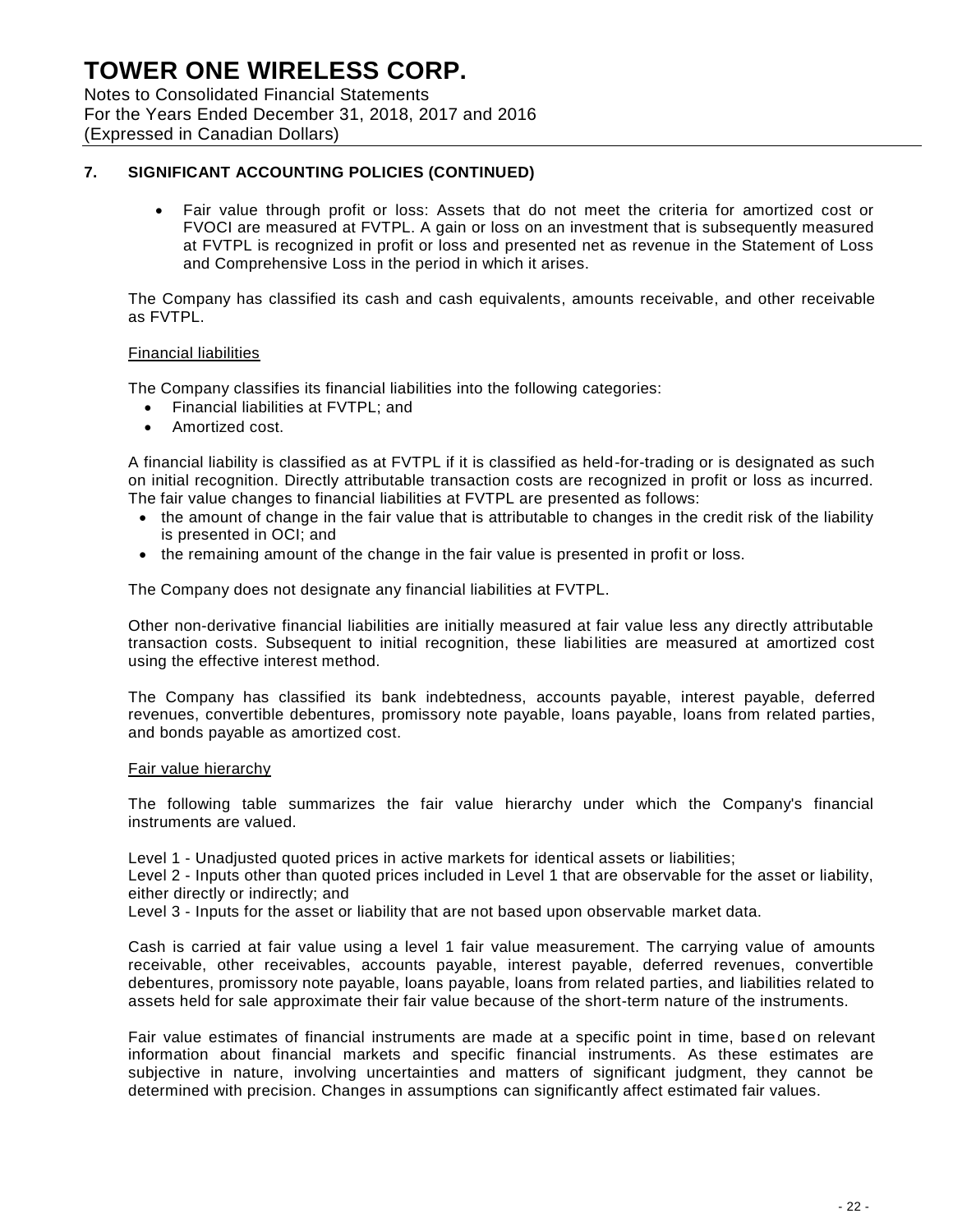## 7. SIGNIFICANT ACCOUNTING POLICIES (CONTINUED)

- Fair value through profit or loss: Assets that do not meet the criteria for amortized cost or FVOCI are measured at FVTPL. A gain or loss on an investment that is subsequently measured at FVTPL is recognized in profit or loss and presented net as revenue in the Statement of Loss and Comprehensive Loss in the period in which it arises.

The Company has classified its cash and cash equivalents, amounts receivable, and other receivable as FVTPL.

Financial liabilities

The Company classifies its financial liabilities into the following categories:

- Financial liabilities at FVTPL; and
- Amortized cost.

A financial liability is classified as at FVTPL if it is classified as held-for-trading or is designated as such on initial recognition. Directly attributable transaction costs are recognized in profit or loss as incurred. The fair value changes to financial liabilities at FVTPL are presented as follows:

- the amount of change in the fair value that is attributable to changes in the credit risk of the liability is presented in OCI; and
- the remaining amount of the change in the fair value is presented in profit or loss.

The Company does not designate any financial liabilities at FVTPL.

Other non-derivative financial liabilities are initially measured at fair value less any directly attributable transaction costs. Subsequent to initial recognition, these liabilities are measured at amortized cost using the effective interest method.

The Company has classified its bank indebtedness, accounts payable, interest payable, deferred revenues, convertible debentures, promissory note payable, loans payable, loans from related parties, and bonds payable as amortized cost.

Fair value hierarchy

The following table summarizes the fair value hierarchy under which the Company's financial instruments are valued.

Level 1 - Unadjusted quoted prices in active markets for identical assets or liabilities;
Level 2 - Inputs other than quoted prices included in Level 1 that are observable for the asset or liability, either directly or indirectly; and
Level 3 - Inputs for the asset or liability that are not based upon observable market data.

Cash is carried at fair value using a level 1 fair value measurement. The carrying value of amounts receivable, other receivables, accounts payable, interest payable, deferred revenues, convertible debentures, promissory note payable, loans payable, loans from related parties, and liabilities related to assets held for sale approximate their fair value because of the short-term nature of the instruments.

Fair value estimates of financial instruments are made at a specific point in time, based on relevant information about financial markets and specific financial instruments. As these estimates are subjective in nature, involving uncertainties and matters of significant judgment, they cannot be determined with precision. Changes in assumptions can significantly affect estimated fair values.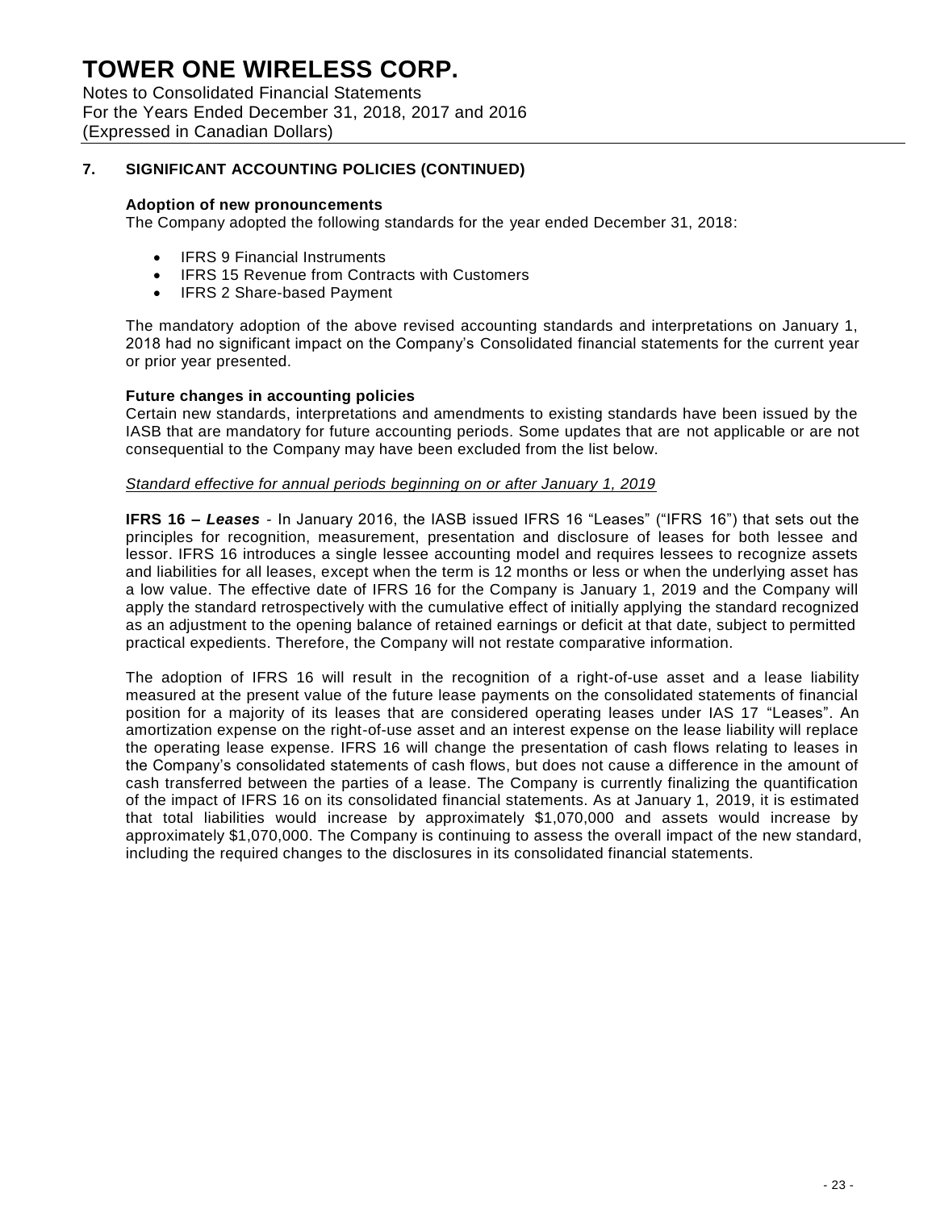## 7. SIGNIFICANT ACCOUNTING POLICIES (CONTINUED)

**Adoption of new pronouncements**

The Company adopted the following standards for the year ended December 31, 2018:

- IFRS 9 Financial Instruments
- IFRS 15 Revenue from Contracts with Customers
- IFRS 2 Share-based Payment

The mandatory adoption of the above revised accounting standards and interpretations on January 1, 2018 had no significant impact on the Company's Consolidated financial statements for the current year or prior year presented.

**Future changes in accounting policies**

Certain new standards, interpretations and amendments to existing standards have been issued by the IASB that are mandatory for future accounting periods. Some updates that are not applicable or are not consequential to the Company may have been excluded from the list below.

*Standard effective for annual periods beginning on or after January 1, 2019*

**IFRS 16 –** ***Leases*** - In January 2016, the IASB issued IFRS 16 "Leases" ("IFRS 16") that sets out the principles for recognition, measurement, presentation and disclosure of leases for both lessee and lessor. IFRS 16 introduces a single lessee accounting model and requires lessees to recognize assets and liabilities for all leases, except when the term is 12 months or less or when the underlying asset has a low value. The effective date of IFRS 16 for the Company is January 1, 2019 and the Company will apply the standard retrospectively with the cumulative effect of initially applying the standard recognized as an adjustment to the opening balance of retained earnings or deficit at that date, subject to permitted practical expedients. Therefore, the Company will not restate comparative information.

The adoption of IFRS 16 will result in the recognition of a right-of-use asset and a lease liability measured at the present value of the future lease payments on the consolidated statements of financial position for a majority of its leases that are considered operating leases under IAS 17 "Leases". An amortization expense on the right-of-use asset and an interest expense on the lease liability will replace the operating lease expense. IFRS 16 will change the presentation of cash flows relating to leases in the Company's consolidated statements of cash flows, but does not cause a difference in the amount of cash transferred between the parties of a lease. The Company is currently finalizing the quantification of the impact of IFRS 16 on its consolidated financial statements. As at January 1, 2019, it is estimated that total liabilities would increase by approximately $1,070,000 and assets would increase by approximately $1,070,000. The Company is continuing to assess the overall impact of the new standard, including the required changes to the disclosures in its consolidated financial statements.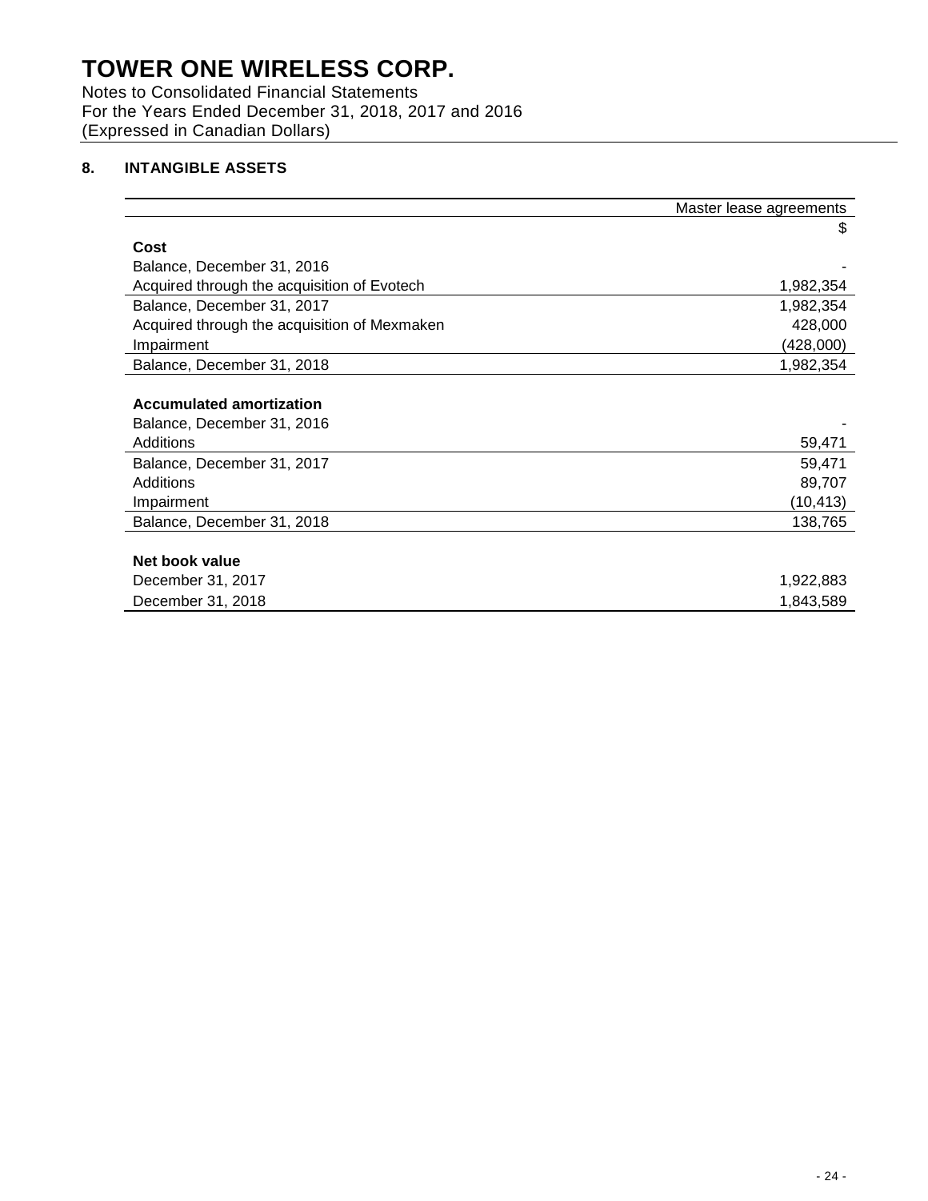# TOWER ONE WIRELESS CORP.

Notes to Consolidated Financial Statements
For the Years Ended December 31, 2018, 2017 and 2016
(Expressed in Canadian Dollars)

## 8. INTANGIBLE ASSETS

| | Master lease agreements |
|---|---|
| | $ |
| **Cost** | |
| Balance, December 31, 2016 | - |
| Acquired through the acquisition of Evotech | 1,982,354 |
| Balance, December 31, 2017 | 1,982,354 |
| Acquired through the acquisition of Mexmaken | 428,000 |
| Impairment | (428,000) |
| Balance, December 31, 2018 | 1,982,354 |
| | |
| **Accumulated amortization** | |
| Balance, December 31, 2016 | - |
| Additions | 59,471 |
| Balance, December 31, 2017 | 59,471 |
| Additions | 89,707 |
| Impairment | (10,413) |
| Balance, December 31, 2018 | 138,765 |
| | |
| **Net book value** | |
| December 31, 2017 | 1,922,883 |
| December 31, 2018 | 1,843,589 |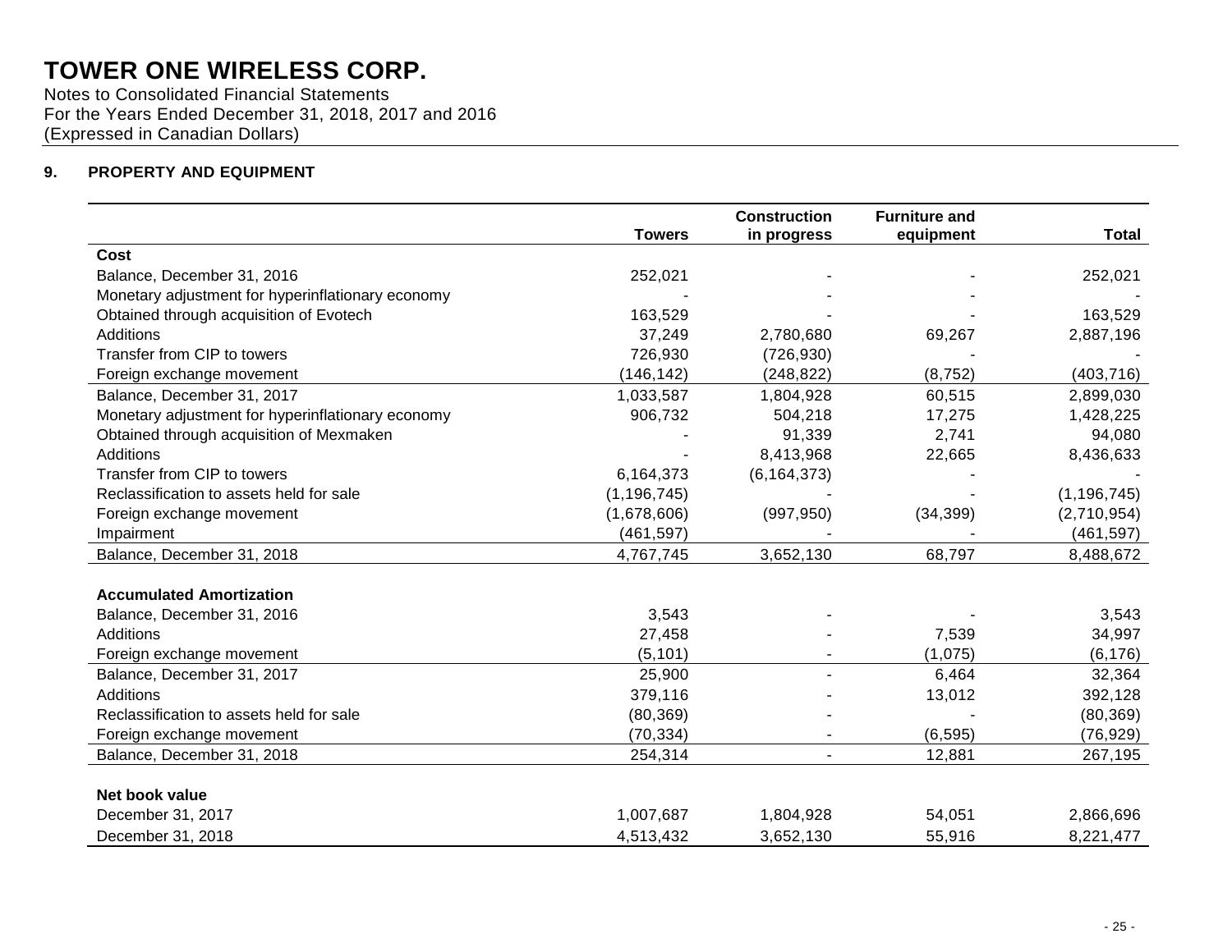# TOWER ONE WIRELESS CORP.

Notes to Consolidated Financial Statements
For the Years Ended December 31, 2018, 2017 and 2016
(Expressed in Canadian Dollars)

## 9. PROPERTY AND EQUIPMENT

| | Towers | Construction in progress | Furniture and equipment | Total |
|---|---|---|---|---|
| **Cost** | | | | |
| Balance, December 31, 2016 | 252,021 | - | - | 252,021 |
| Monetary adjustment for hyperinflationary economy | - | - | - | - |
| Obtained through acquisition of Evotech | 163,529 | - | - | 163,529 |
| Additions | 37,249 | 2,780,680 | 69,267 | 2,887,196 |
| Transfer from CIP to towers | 726,930 | (726,930) | - | - |
| Foreign exchange movement | (146,142) | (248,822) | (8,752) | (403,716) |
| Balance, December 31, 2017 | 1,033,587 | 1,804,928 | 60,515 | 2,899,030 |
| Monetary adjustment for hyperinflationary economy | 906,732 | 504,218 | 17,275 | 1,428,225 |
| Obtained through acquisition of Mexmaken | - | 91,339 | 2,741 | 94,080 |
| Additions | - | 8,413,968 | 22,665 | 8,436,633 |
| Transfer from CIP to towers | 6,164,373 | (6,164,373) | - | - |
| Reclassification to assets held for sale | (1,196,745) | - | - | (1,196,745) |
| Foreign exchange movement | (1,678,606) | (997,950) | (34,399) | (2,710,954) |
| Impairment | (461,597) | - | - | (461,597) |
| Balance, December 31, 2018 | 4,767,745 | 3,652,130 | 68,797 | 8,488,672 |
| | | | | |
| **Accumulated Amortization** | | | | |
| Balance, December 31, 2016 | 3,543 | - | - | 3,543 |
| Additions | 27,458 | - | 7,539 | 34,997 |
| Foreign exchange movement | (5,101) | - | (1,075) | (6,176) |
| Balance, December 31, 2017 | 25,900 | - | 6,464 | 32,364 |
| Additions | 379,116 | - | 13,012 | 392,128 |
| Reclassification to assets held for sale | (80,369) | - | - | (80,369) |
| Foreign exchange movement | (70,334) | - | (6,595) | (76,929) |
| Balance, December 31, 2018 | 254,314 | - | 12,881 | 267,195 |
| | | | | |
| **Net book value** | | | | |
| December 31, 2017 | 1,007,687 | 1,804,928 | 54,051 | 2,866,696 |
| December 31, 2018 | 4,513,432 | 3,652,130 | 55,916 | 8,221,477 |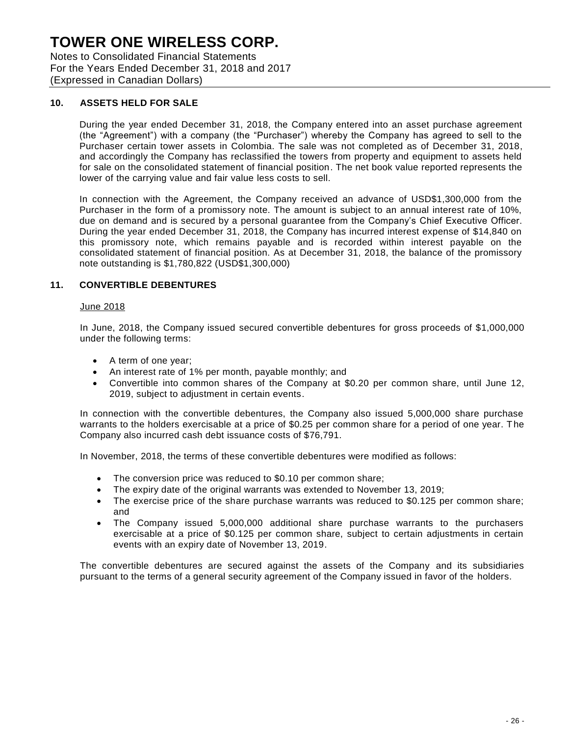# TOWER ONE WIRELESS CORP.

Notes to Consolidated Financial Statements
For the Years Ended December 31, 2018 and 2017
(Expressed in Canadian Dollars)

## 10. ASSETS HELD FOR SALE

During the year ended December 31, 2018, the Company entered into an asset purchase agreement (the "Agreement") with a company (the "Purchaser") whereby the Company has agreed to sell to the Purchaser certain tower assets in Colombia. The sale was not completed as of December 31, 2018, and accordingly the Company has reclassified the towers from property and equipment to assets held for sale on the consolidated statement of financial position. The net book value reported represents the lower of the carrying value and fair value less costs to sell.

In connection with the Agreement, the Company received an advance of USD$1,300,000 from the Purchaser in the form of a promissory note. The amount is subject to an annual interest rate of 10%, due on demand and is secured by a personal guarantee from the Company's Chief Executive Officer. During the year ended December 31, 2018, the Company has incurred interest expense of $14,840 on this promissory note, which remains payable and is recorded within interest payable on the consolidated statement of financial position. As at December 31, 2018, the balance of the promissory note outstanding is $1,780,822 (USD$1,300,000)

## 11. CONVERTIBLE DEBENTURES

June 2018

In June, 2018, the Company issued secured convertible debentures for gross proceeds of $1,000,000 under the following terms:

- A term of one year;
- An interest rate of 1% per month, payable monthly; and
- Convertible into common shares of the Company at $0.20 per common share, until June 12, 2019, subject to adjustment in certain events.

In connection with the convertible debentures, the Company also issued 5,000,000 share purchase warrants to the holders exercisable at a price of $0.25 per common share for a period of one year. The Company also incurred cash debt issuance costs of $76,791.

In November, 2018, the terms of these convertible debentures were modified as follows:

- The conversion price was reduced to $0.10 per common share;
- The expiry date of the original warrants was extended to November 13, 2019;
- The exercise price of the share purchase warrants was reduced to $0.125 per common share; and
- The Company issued 5,000,000 additional share purchase warrants to the purchasers exercisable at a price of $0.125 per common share, subject to certain adjustments in certain events with an expiry date of November 13, 2019.

The convertible debentures are secured against the assets of the Company and its subsidiaries pursuant to the terms of a general security agreement of the Company issued in favor of the holders.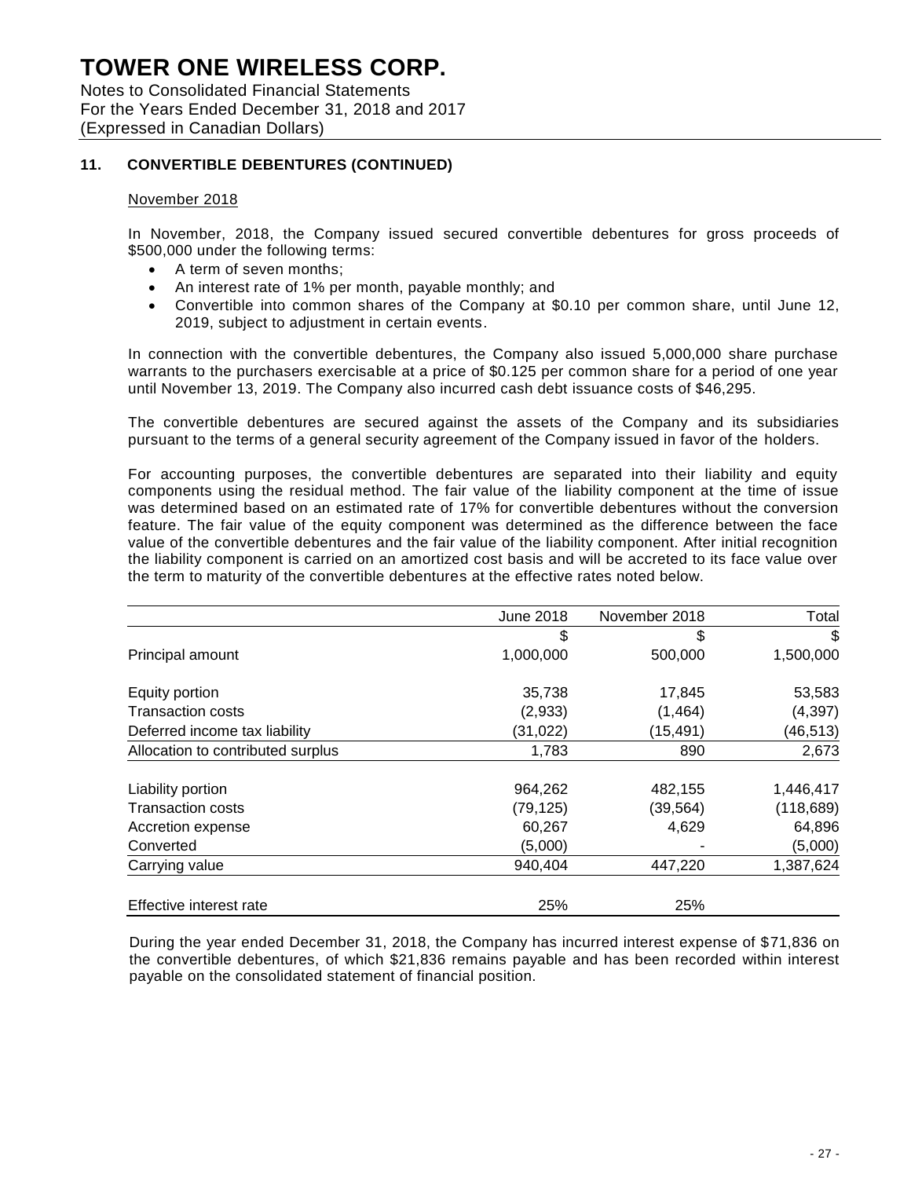# TOWER ONE WIRELESS CORP.

Notes to Consolidated Financial Statements
For the Years Ended December 31, 2018 and 2017
(Expressed in Canadian Dollars)

## 11. CONVERTIBLE DEBENTURES (CONTINUED)

November 2018

In November, 2018, the Company issued secured convertible debentures for gross proceeds of $500,000 under the following terms:

- A term of seven months;
- An interest rate of 1% per month, payable monthly; and
- Convertible into common shares of the Company at $0.10 per common share, until June 12, 2019, subject to adjustment in certain events.

In connection with the convertible debentures, the Company also issued 5,000,000 share purchase warrants to the purchasers exercisable at a price of $0.125 per common share for a period of one year until November 13, 2019. The Company also incurred cash debt issuance costs of $46,295.

The convertible debentures are secured against the assets of the Company and its subsidiaries pursuant to the terms of a general security agreement of the Company issued in favor of the holders.

For accounting purposes, the convertible debentures are separated into their liability and equity components using the residual method. The fair value of the liability component at the time of issue was determined based on an estimated rate of 17% for convertible debentures without the conversion feature. The fair value of the equity component was determined as the difference between the face value of the convertible debentures and the fair value of the liability component. After initial recognition the liability component is carried on an amortized cost basis and will be accreted to its face value over the term to maturity of the convertible debentures at the effective rates noted below.

| | June 2018 | November 2018 | Total |
|---|---|---|---|
| | $ | $ | $ |
| Principal amount | 1,000,000 | 500,000 | 1,500,000 |
| | | | |
| Equity portion | 35,738 | 17,845 | 53,583 |
| Transaction costs | (2,933) | (1,464) | (4,397) |
| Deferred income tax liability | (31,022) | (15,491) | (46,513) |
| Allocation to contributed surplus | 1,783 | 890 | 2,673 |
| | | | |
| Liability portion | 964,262 | 482,155 | 1,446,417 |
| Transaction costs | (79,125) | (39,564) | (118,689) |
| Accretion expense | 60,267 | 4,629 | 64,896 |
| Converted | (5,000) | - | (5,000) |
| Carrying value | 940,404 | 447,220 | 1,387,624 |
| | | | |
| Effective interest rate | 25% | 25% | |

During the year ended December 31, 2018, the Company has incurred interest expense of $71,836 on the convertible debentures, of which $21,836 remains payable and has been recorded within interest payable on the consolidated statement of financial position.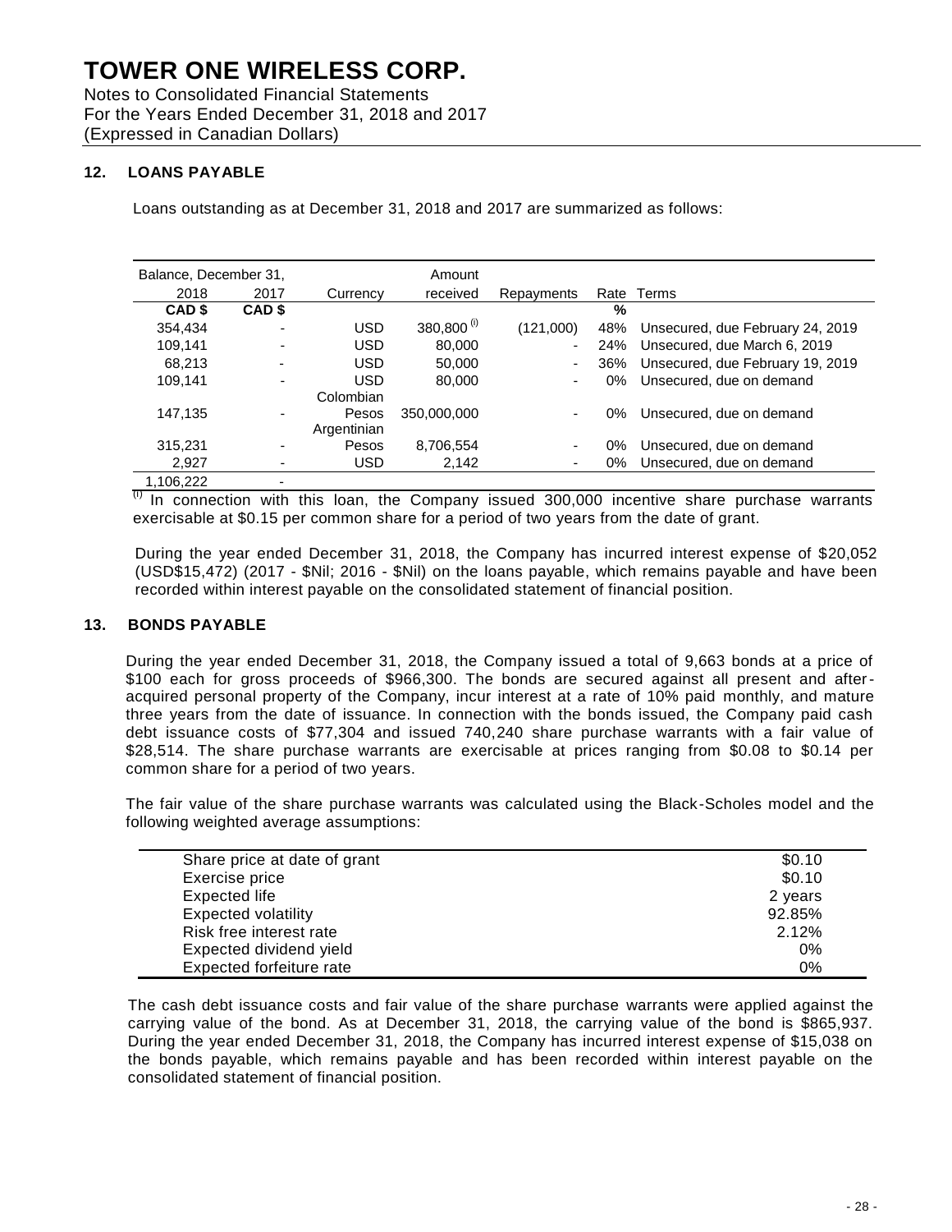# TOWER ONE WIRELESS CORP.

Notes to Consolidated Financial Statements
For the Years Ended December 31, 2018 and 2017
(Expressed in Canadian Dollars)

## 12. LOANS PAYABLE

Loans outstanding as at December 31, 2018 and 2017 are summarized as follows:

| Balance, December 31, 2018 | 2017 | Currency | Amount received | Repayments | Rate | Terms |
|---|---|---|---|---|---|---|
| **CAD $** | **CAD $** | | | | **%** | |
| 354,434 | - | USD | 380,800 [i] | (121,000) | 48% | Unsecured, due February 24, 2019 |
| 109,141 | - | USD | 80,000 | - | 24% | Unsecured, due March 6, 2019 |
| 68,213 | - | USD | 50,000 | - | 36% | Unsecured, due February 19, 2019 |
| 109,141 | - | USD | 80,000 | - | 0% | Unsecured, due on demand |
| 147,135 | - | Colombian Pesos | 350,000,000 | - | 0% | Unsecured, due on demand |
| 315,231 | - | Argentinian Pesos | 8,706,554 | - | 0% | Unsecured, due on demand |
| 2,927 | - | USD | 2,142 | - | 0% | Unsecured, due on demand |
| 1,106,222 | - | | | | | |

[i] In connection with this loan, the Company issued 300,000 incentive share purchase warrants exercisable at $0.15 per common share for a period of two years from the date of grant.

During the year ended December 31, 2018, the Company has incurred interest expense of $20,052 (USD$15,472) (2017 - $Nil; 2016 - $Nil) on the loans payable, which remains payable and have been recorded within interest payable on the consolidated statement of financial position.

## 13. BONDS PAYABLE

During the year ended December 31, 2018, the Company issued a total of 9,663 bonds at a price of $100 each for gross proceeds of $966,300. The bonds are secured against all present and after-acquired personal property of the Company, incur interest at a rate of 10% paid monthly, and mature three years from the date of issuance. In connection with the bonds issued, the Company paid cash debt issuance costs of $77,304 and issued 740,240 share purchase warrants with a fair value of $28,514. The share purchase warrants are exercisable at prices ranging from $0.08 to $0.14 per common share for a period of two years.

The fair value of the share purchase warrants was calculated using the Black-Scholes model and the following weighted average assumptions:

| | |
|---|---|
| Share price at date of grant | $0.10 |
| Exercise price | $0.10 |
| Expected life | 2 years |
| Expected volatility | 92.85% |
| Risk free interest rate | 2.12% |
| Expected dividend yield | 0% |
| Expected forfeiture rate | 0% |

The cash debt issuance costs and fair value of the share purchase warrants were applied against the carrying value of the bond. As at December 31, 2018, the carrying value of the bond is $865,937. During the year ended December 31, 2018, the Company has incurred interest expense of $15,038 on the bonds payable, which remains payable and has been recorded within interest payable on the consolidated statement of financial position.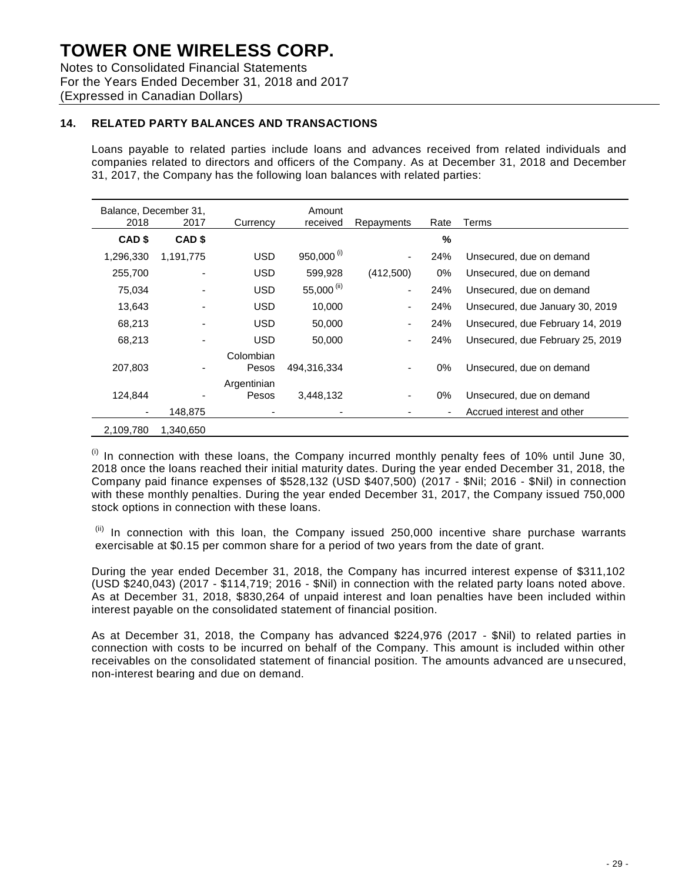# TOWER ONE WIRELESS CORP.

Notes to Consolidated Financial Statements
For the Years Ended December 31, 2018 and 2017
(Expressed in Canadian Dollars)

## 14. RELATED PARTY BALANCES AND TRANSACTIONS

Loans payable to related parties include loans and advances received from related individuals and companies related to directors and officers of the Company. As at December 31, 2018 and December 31, 2017, the Company has the following loan balances with related parties:

| Balance, December 31, 2018 | 2017 | Currency | Amount received | Repayments | Rate | Terms |
|---|---|---|---|---|---|---|
| **CAD $** | **CAD $** | | | | **%** | |
| 1,296,330 | 1,191,775 | USD | 950,000 [(i)] | - | 24% | Unsecured, due on demand |
| 255,700 | - | USD | 599,928 | (412,500) | 0% | Unsecured, due on demand |
| 75,034 | - | USD | 55,000 [(ii)] | - | 24% | Unsecured, due on demand |
| 13,643 | - | USD | 10,000 | - | 24% | Unsecured, due January 30, 2019 |
| 68,213 | - | USD | 50,000 | - | 24% | Unsecured, due February 14, 2019 |
| 68,213 | - | USD | 50,000 | - | 24% | Unsecured, due February 25, 2019 |
| 207,803 | - | Colombian Pesos | 494,316,334 | - | 0% | Unsecured, due on demand |
| 124,844 | - | Argentinian Pesos | 3,448,132 | - | 0% | Unsecured, due on demand |
| - | 148,875 | - | - | - | - | Accrued interest and other |
| 2,109,780 | 1,340,650 | | | | | |

[(i)] In connection with these loans, the Company incurred monthly penalty fees of 10% until June 30, 2018 once the loans reached their initial maturity dates. During the year ended December 31, 2018, the Company paid finance expenses of $528,132 (USD $407,500) (2017 - $Nil; 2016 - $Nil) in connection with these monthly penalties. During the year ended December 31, 2017, the Company issued 750,000 stock options in connection with these loans.

[(ii)] In connection with this loan, the Company issued 250,000 incentive share purchase warrants exercisable at $0.15 per common share for a period of two years from the date of grant.

During the year ended December 31, 2018, the Company has incurred interest expense of $311,102 (USD $240,043) (2017 - $114,719; 2016 - $Nil) in connection with the related party loans noted above. As at December 31, 2018, $830,264 of unpaid interest and loan penalties have been included within interest payable on the consolidated statement of financial position.

As at December 31, 2018, the Company has advanced $224,976 (2017 - $Nil) to related parties in connection with costs to be incurred on behalf of the Company. This amount is included within other receivables on the consolidated statement of financial position. The amounts advanced are unsecured, non-interest bearing and due on demand.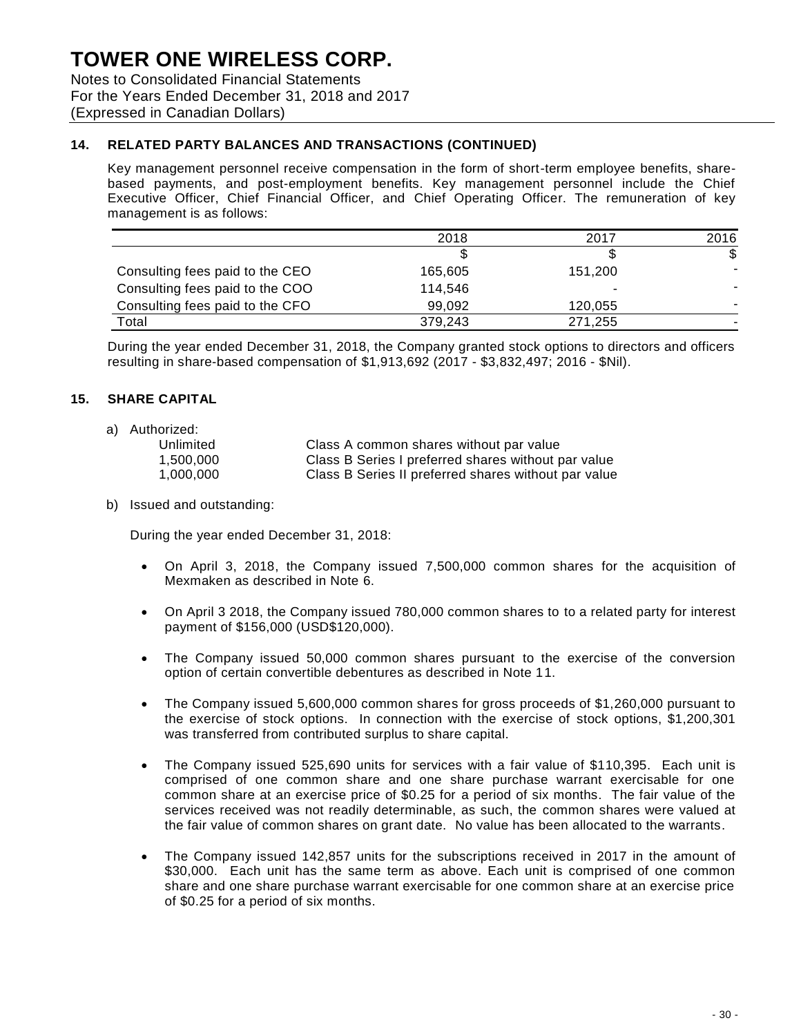# TOWER ONE WIRELESS CORP.

Notes to Consolidated Financial Statements
For the Years Ended December 31, 2018 and 2017
(Expressed in Canadian Dollars)

## 14. RELATED PARTY BALANCES AND TRANSACTIONS (CONTINUED)

Key management personnel receive compensation in the form of short-term employee benefits, share-based payments, and post-employment benefits. Key management personnel include the Chief Executive Officer, Chief Financial Officer, and Chief Operating Officer. The remuneration of key management is as follows:

| | 2018 | 2017 | 2016 |
|---|---|---|---|
| | $ | $ | $ |
| Consulting fees paid to the CEO | 165,605 | 151,200 | - |
| Consulting fees paid to the COO | 114,546 | - | - |
| Consulting fees paid to the CFO | 99,092 | 120,055 | - |
| Total | 379,243 | 271,255 | - |

During the year ended December 31, 2018, the Company granted stock options to directors and officers resulting in share-based compensation of $1,913,692 (2017 - $3,832,497; 2016 - $Nil).

## 15. SHARE CAPITAL

a) Authorized:

| | |
|---|---|
| Unlimited | Class A common shares without par value |
| 1,500,000 | Class B Series I preferred shares without par value |
| 1,000,000 | Class B Series II preferred shares without par value |

b) Issued and outstanding:

During the year ended December 31, 2018:

- On April 3, 2018, the Company issued 7,500,000 common shares for the acquisition of Mexmaken as described in Note 6.
- On April 3 2018, the Company issued 780,000 common shares to to a related party for interest payment of $156,000 (USD$120,000).
- The Company issued 50,000 common shares pursuant to the exercise of the conversion option of certain convertible debentures as described in Note 11.
- The Company issued 5,600,000 common shares for gross proceeds of $1,260,000 pursuant to the exercise of stock options. In connection with the exercise of stock options, $1,200,301 was transferred from contributed surplus to share capital.
- The Company issued 525,690 units for services with a fair value of $110,395. Each unit is comprised of one common share and one share purchase warrant exercisable for one common share at an exercise price of $0.25 for a period of six months. The fair value of the services received was not readily determinable, as such, the common shares were valued at the fair value of common shares on grant date. No value has been allocated to the warrants.
- The Company issued 142,857 units for the subscriptions received in 2017 in the amount of $30,000. Each unit has the same term as above. Each unit is comprised of one common share and one share purchase warrant exercisable for one common share at an exercise price of $0.25 for a period of six months.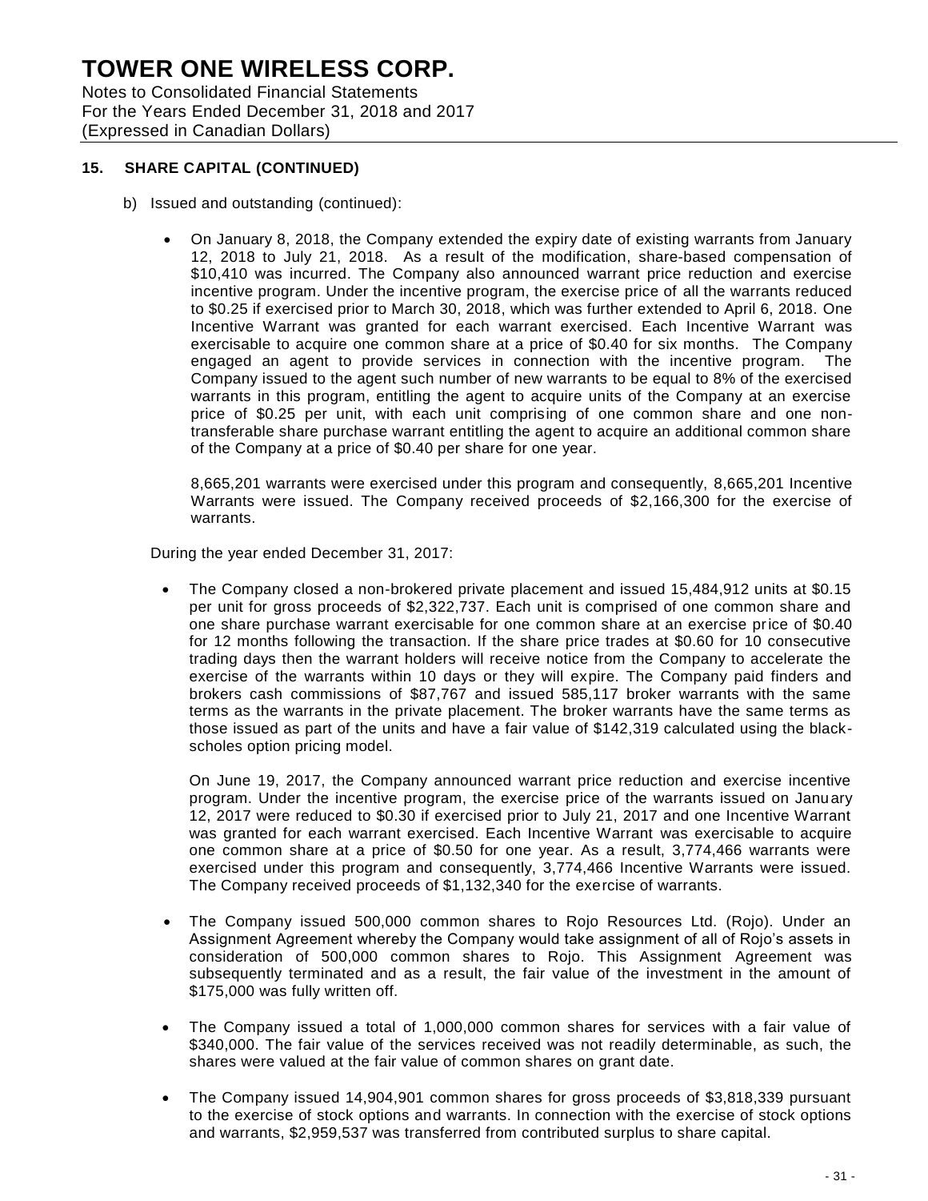## 15. SHARE CAPITAL (CONTINUED)

b) Issued and outstanding (continued):

- On January 8, 2018, the Company extended the expiry date of existing warrants from January 12, 2018 to July 21, 2018. As a result of the modification, share-based compensation of $10,410 was incurred. The Company also announced warrant price reduction and exercise incentive program. Under the incentive program, the exercise price of all the warrants reduced to $0.25 if exercised prior to March 30, 2018, which was further extended to April 6, 2018. One Incentive Warrant was granted for each warrant exercised. Each Incentive Warrant was exercisable to acquire one common share at a price of $0.40 for six months. The Company engaged an agent to provide services in connection with the incentive program. The Company issued to the agent such number of new warrants to be equal to 8% of the exercised warrants in this program, entitling the agent to acquire units of the Company at an exercise price of $0.25 per unit, with each unit comprising of one common share and one non-transferable share purchase warrant entitling the agent to acquire an additional common share of the Company at a price of $0.40 per share for one year.

  8,665,201 warrants were exercised under this program and consequently, 8,665,201 Incentive Warrants were issued. The Company received proceeds of $2,166,300 for the exercise of warrants.

During the year ended December 31, 2017:

- The Company closed a non-brokered private placement and issued 15,484,912 units at $0.15 per unit for gross proceeds of $2,322,737. Each unit is comprised of one common share and one share purchase warrant exercisable for one common share at an exercise price of $0.40 for 12 months following the transaction. If the share price trades at $0.60 for 10 consecutive trading days then the warrant holders will receive notice from the Company to accelerate the exercise of the warrants within 10 days or they will expire. The Company paid finders and brokers cash commissions of $87,767 and issued 585,117 broker warrants with the same terms as the warrants in the private placement. The broker warrants have the same terms as those issued as part of the units and have a fair value of $142,319 calculated using the black-scholes option pricing model.

  On June 19, 2017, the Company announced warrant price reduction and exercise incentive program. Under the incentive program, the exercise price of the warrants issued on January 12, 2017 were reduced to $0.30 if exercised prior to July 21, 2017 and one Incentive Warrant was granted for each warrant exercised. Each Incentive Warrant was exercisable to acquire one common share at a price of $0.50 for one year. As a result, 3,774,466 warrants were exercised under this program and consequently, 3,774,466 Incentive Warrants were issued. The Company received proceeds of $1,132,340 for the exercise of warrants.

- The Company issued 500,000 common shares to Rojo Resources Ltd. (Rojo). Under an Assignment Agreement whereby the Company would take assignment of all of Rojo's assets in consideration of 500,000 common shares to Rojo. This Assignment Agreement was subsequently terminated and as a result, the fair value of the investment in the amount of $175,000 was fully written off.

- The Company issued a total of 1,000,000 common shares for services with a fair value of $340,000. The fair value of the services received was not readily determinable, as such, the shares were valued at the fair value of common shares on grant date.

- The Company issued 14,904,901 common shares for gross proceeds of $3,818,339 pursuant to the exercise of stock options and warrants. In connection with the exercise of stock options and warrants, $2,959,537 was transferred from contributed surplus to share capital.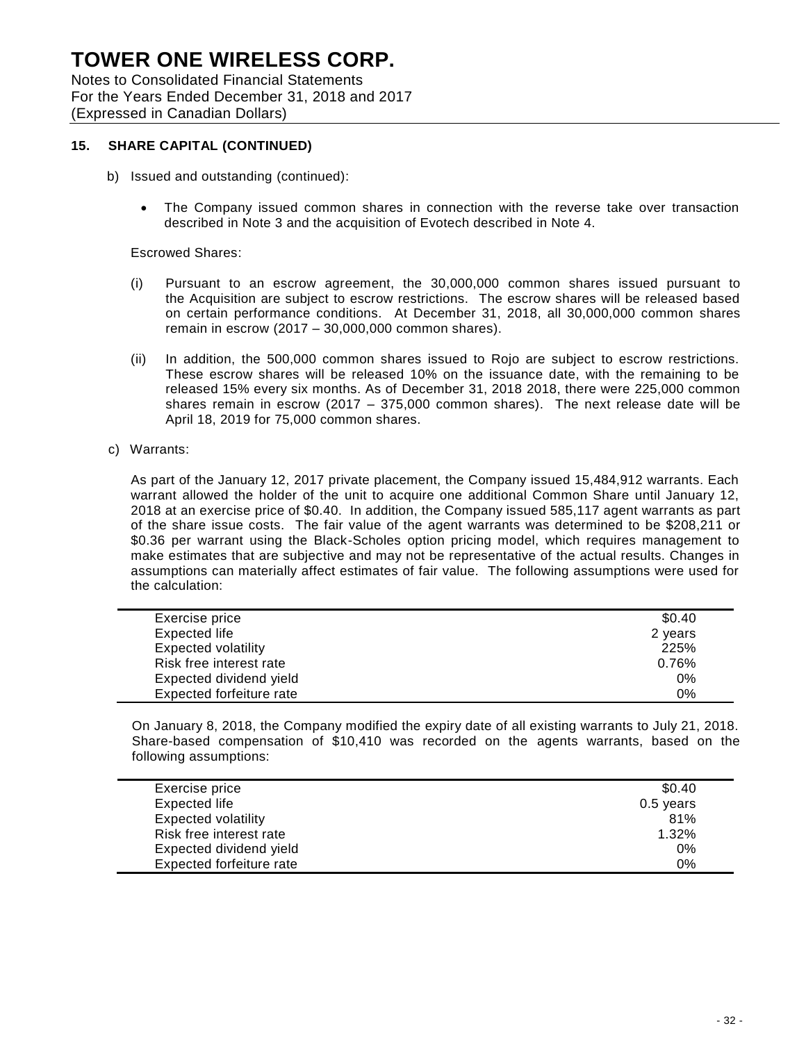## 15. SHARE CAPITAL (CONTINUED)

b) Issued and outstanding (continued):

- The Company issued common shares in connection with the reverse take over transaction described in Note 3 and the acquisition of Evotech described in Note 4.

Escrowed Shares:

(i) Pursuant to an escrow agreement, the 30,000,000 common shares issued pursuant to the Acquisition are subject to escrow restrictions. The escrow shares will be released based on certain performance conditions. At December 31, 2018, all 30,000,000 common shares remain in escrow (2017 – 30,000,000 common shares).

(ii) In addition, the 500,000 common shares issued to Rojo are subject to escrow restrictions. These escrow shares will be released 10% on the issuance date, with the remaining to be released 15% every six months. As of December 31, 2018 2018, there were 225,000 common shares remain in escrow (2017 – 375,000 common shares). The next release date will be April 18, 2019 for 75,000 common shares.

c) Warrants:

As part of the January 12, 2017 private placement, the Company issued 15,484,912 warrants. Each warrant allowed the holder of the unit to acquire one additional Common Share until January 12, 2018 at an exercise price of $0.40. In addition, the Company issued 585,117 agent warrants as part of the share issue costs. The fair value of the agent warrants was determined to be $208,211 or $0.36 per warrant using the Black-Scholes option pricing model, which requires management to make estimates that are subjective and may not be representative of the actual results. Changes in assumptions can materially affect estimates of fair value. The following assumptions were used for the calculation:

| | |
|---|---|
| Exercise price | $0.40 |
| Expected life | 2 years |
| Expected volatility | 225% |
| Risk free interest rate | 0.76% |
| Expected dividend yield | 0% |
| Expected forfeiture rate | 0% |

On January 8, 2018, the Company modified the expiry date of all existing warrants to July 21, 2018. Share-based compensation of $10,410 was recorded on the agents warrants, based on the following assumptions:

| | |
|---|---|
| Exercise price | $0.40 |
| Expected life | 0.5 years |
| Expected volatility | 81% |
| Risk free interest rate | 1.32% |
| Expected dividend yield | 0% |
| Expected forfeiture rate | 0% |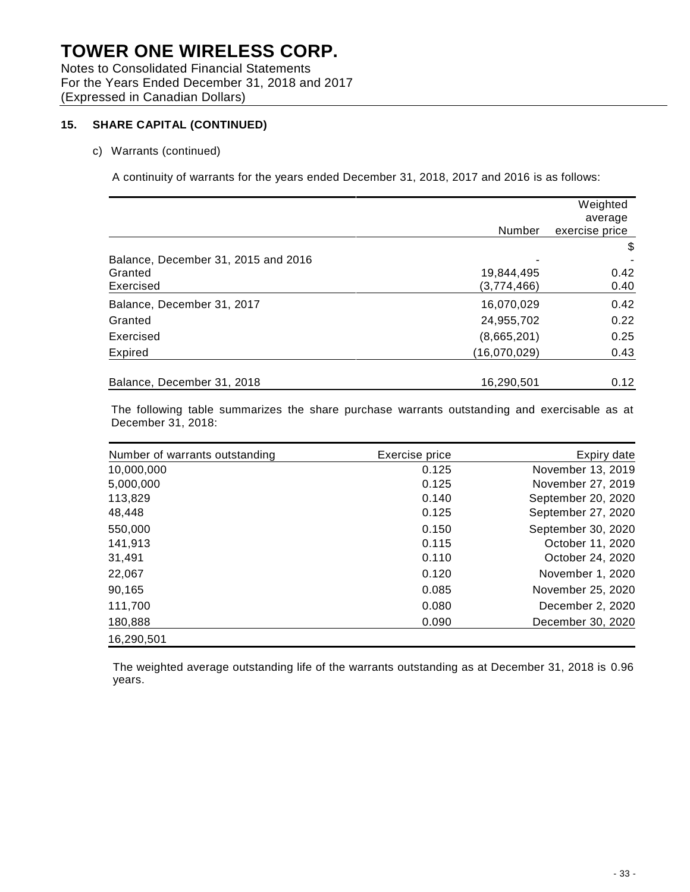# TOWER ONE WIRELESS CORP.

Notes to Consolidated Financial Statements
For the Years Ended December 31, 2018 and 2017
(Expressed in Canadian Dollars)

## 15. SHARE CAPITAL (CONTINUED)

c) Warrants (continued)

A continuity of warrants for the years ended December 31, 2018, 2017 and 2016 is as follows:

| | Number | Weighted average exercise price |
|---|---|---|
| | | $ |
| Balance, December 31, 2015 and 2016 | - | - |
| Granted | 19,844,495 | 0.42 |
| Exercised | (3,774,466) | 0.40 |
| Balance, December 31, 2017 | 16,070,029 | 0.42 |
| Granted | 24,955,702 | 0.22 |
| Exercised | (8,665,201) | 0.25 |
| Expired | (16,070,029) | 0.43 |
| Balance, December 31, 2018 | 16,290,501 | 0.12 |

The following table summarizes the share purchase warrants outstanding and exercisable as at December 31, 2018:

| Number of warrants outstanding | Exercise price | Expiry date |
|---|---|---|
| 10,000,000 | 0.125 | November 13, 2019 |
| 5,000,000 | 0.125 | November 27, 2019 |
| 113,829 | 0.140 | September 20, 2020 |
| 48,448 | 0.125 | September 27, 2020 |
| 550,000 | 0.150 | September 30, 2020 |
| 141,913 | 0.115 | October 11, 2020 |
| 31,491 | 0.110 | October 24, 2020 |
| 22,067 | 0.120 | November 1, 2020 |
| 90,165 | 0.085 | November 25, 2020 |
| 111,700 | 0.080 | December 2, 2020 |
| 180,888 | 0.090 | December 30, 2020 |
| 16,290,501 | | |

The weighted average outstanding life of the warrants outstanding as at December 31, 2018 is 0.96 years.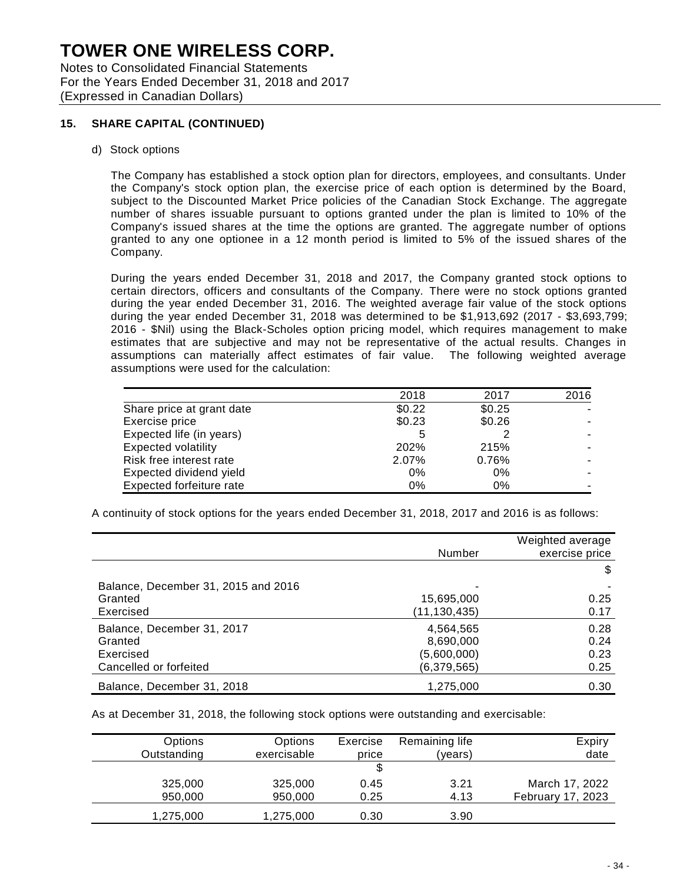# TOWER ONE WIRELESS CORP.

Notes to Consolidated Financial Statements
For the Years Ended December 31, 2018 and 2017
(Expressed in Canadian Dollars)

## 15. SHARE CAPITAL (CONTINUED)

d) Stock options

The Company has established a stock option plan for directors, employees, and consultants. Under the Company's stock option plan, the exercise price of each option is determined by the Board, subject to the Discounted Market Price policies of the Canadian Stock Exchange. The aggregate number of shares issuable pursuant to options granted under the plan is limited to 10% of the Company's issued shares at the time the options are granted. The aggregate number of options granted to any one optionee in a 12 month period is limited to 5% of the issued shares of the Company.

During the years ended December 31, 2018 and 2017, the Company granted stock options to certain directors, officers and consultants of the Company. There were no stock options granted during the year ended December 31, 2016. The weighted average fair value of the stock options during the year ended December 31, 2018 was determined to be $1,913,692 (2017 - $3,693,799; 2016 - $Nil) using the Black-Scholes option pricing model, which requires management to make estimates that are subjective and may not be representative of the actual results. Changes in assumptions can materially affect estimates of fair value. The following weighted average assumptions were used for the calculation:

| | 2018 | 2017 | 2016 |
|---|---|---|---|
| Share price at grant date | $0.22 | $0.25 | - |
| Exercise price | $0.23 | $0.26 | - |
| Expected life (in years) | 5 | 2 | - |
| Expected volatility | 202% | 215% | - |
| Risk free interest rate | 2.07% | 0.76% | - |
| Expected dividend yield | 0% | 0% | - |
| Expected forfeiture rate | 0% | 0% | - |

A continuity of stock options for the years ended December 31, 2018, 2017 and 2016 is as follows:

| | Number | Weighted average exercise price |
|---|---|---|
| | | $ |
| Balance, December 31, 2015 and 2016 | - | - |
| Granted | 15,695,000 | 0.25 |
| Exercised | (11,130,435) | 0.17 |
| Balance, December 31, 2017 | 4,564,565 | 0.28 |
| Granted | 8,690,000 | 0.24 |
| Exercised | (5,600,000) | 0.23 |
| Cancelled or forfeited | (6,379,565) | 0.25 |
| Balance, December 31, 2018 | 1,275,000 | 0.30 |

As at December 31, 2018, the following stock options were outstanding and exercisable:

| Options Outstanding | Options exercisable | Exercise price | Remaining life (years) | Expiry date |
|---|---|---|---|---|
| | | $ | | |
| 325,000 | 325,000 | 0.45 | 3.21 | March 17, 2022 |
| 950,000 | 950,000 | 0.25 | 4.13 | February 17, 2023 |
| 1,275,000 | 1,275,000 | 0.30 | 3.90 | |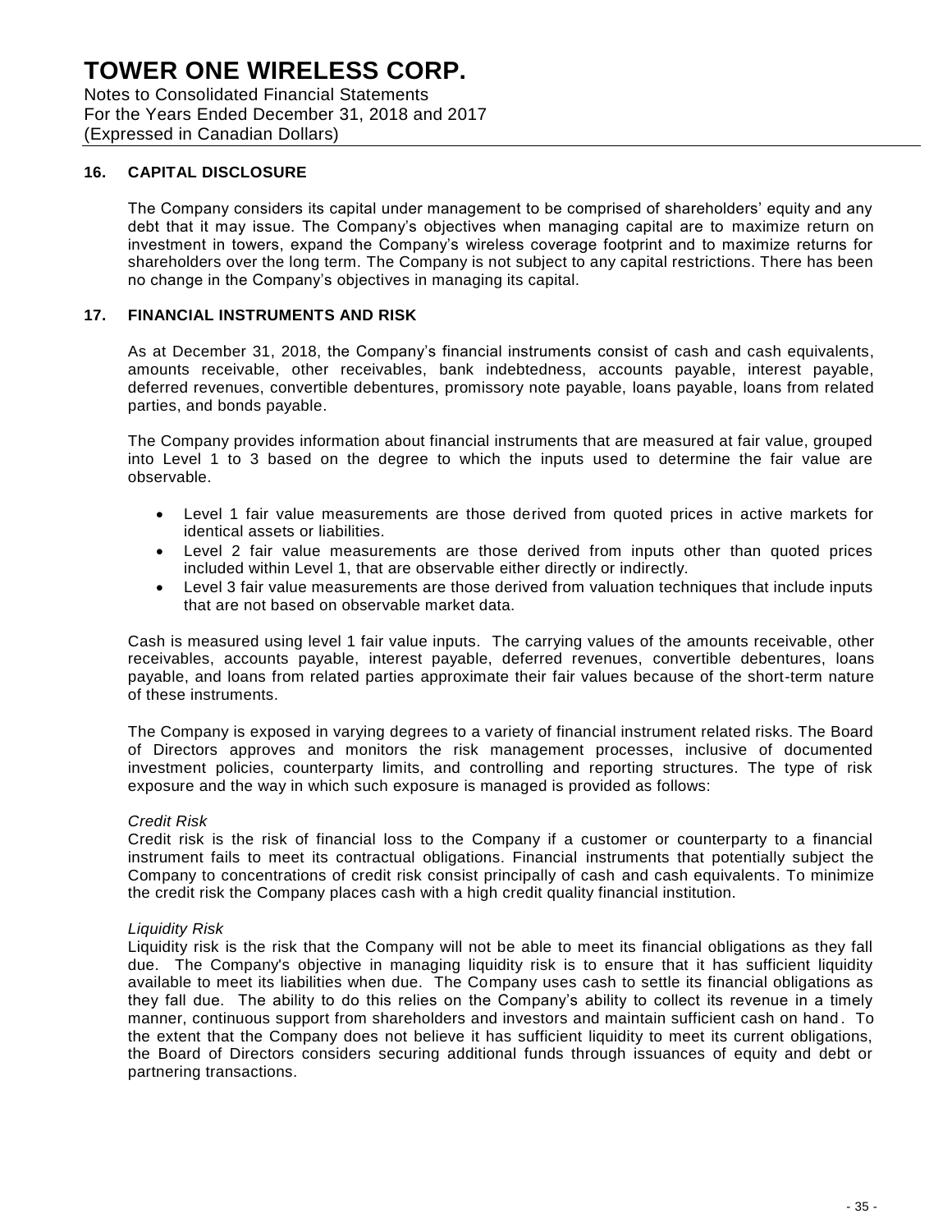# TOWER ONE WIRELESS CORP.

Notes to Consolidated Financial Statements
For the Years Ended December 31, 2018 and 2017
(Expressed in Canadian Dollars)

## 16. CAPITAL DISCLOSURE

The Company considers its capital under management to be comprised of shareholders' equity and any debt that it may issue. The Company's objectives when managing capital are to maximize return on investment in towers, expand the Company's wireless coverage footprint and to maximize returns for shareholders over the long term. The Company is not subject to any capital restrictions. There has been no change in the Company's objectives in managing its capital.

## 17. FINANCIAL INSTRUMENTS AND RISK

As at December 31, 2018, the Company's financial instruments consist of cash and cash equivalents, amounts receivable, other receivables, bank indebtedness, accounts payable, interest payable, deferred revenues, convertible debentures, promissory note payable, loans payable, loans from related parties, and bonds payable.

The Company provides information about financial instruments that are measured at fair value, grouped into Level 1 to 3 based on the degree to which the inputs used to determine the fair value are observable.

- Level 1 fair value measurements are those derived from quoted prices in active markets for identical assets or liabilities.
- Level 2 fair value measurements are those derived from inputs other than quoted prices included within Level 1, that are observable either directly or indirectly.
- Level 3 fair value measurements are those derived from valuation techniques that include inputs that are not based on observable market data.

Cash is measured using level 1 fair value inputs. The carrying values of the amounts receivable, other receivables, accounts payable, interest payable, deferred revenues, convertible debentures, loans payable, and loans from related parties approximate their fair values because of the short-term nature of these instruments.

The Company is exposed in varying degrees to a variety of financial instrument related risks. The Board of Directors approves and monitors the risk management processes, inclusive of documented investment policies, counterparty limits, and controlling and reporting structures. The type of risk exposure and the way in which such exposure is managed is provided as follows:

*Credit Risk*
Credit risk is the risk of financial loss to the Company if a customer or counterparty to a financial instrument fails to meet its contractual obligations. Financial instruments that potentially subject the Company to concentrations of credit risk consist principally of cash and cash equivalents. To minimize the credit risk the Company places cash with a high credit quality financial institution.

*Liquidity Risk*
Liquidity risk is the risk that the Company will not be able to meet its financial obligations as they fall due. The Company's objective in managing liquidity risk is to ensure that it has sufficient liquidity available to meet its liabilities when due. The Company uses cash to settle its financial obligations as they fall due. The ability to do this relies on the Company's ability to collect its revenue in a timely manner, continuous support from shareholders and investors and maintain sufficient cash on hand. To the extent that the Company does not believe it has sufficient liquidity to meet its current obligations, the Board of Directors considers securing additional funds through issuances of equity and debt or partnering transactions.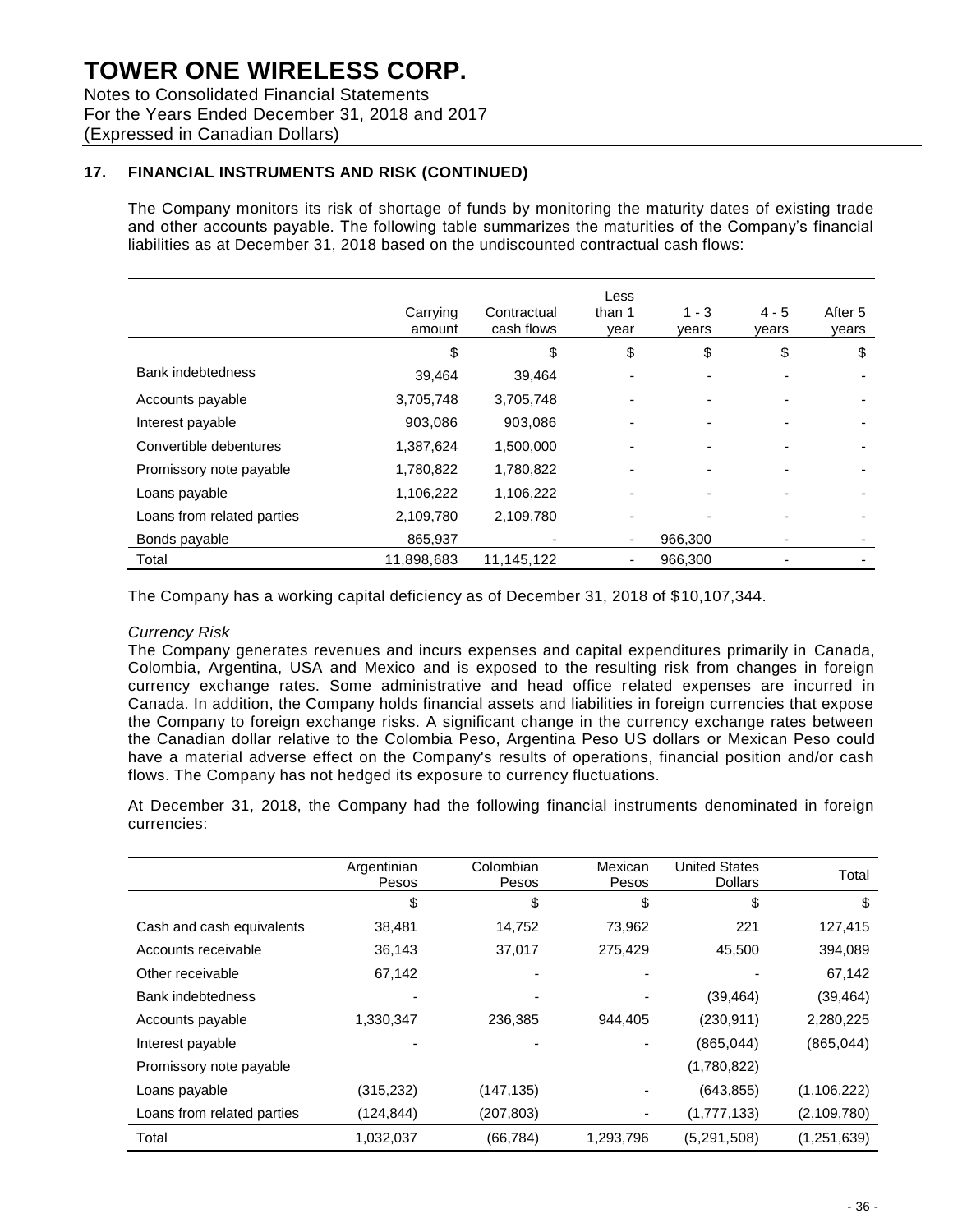# TOWER ONE WIRELESS CORP.

Notes to Consolidated Financial Statements
For the Years Ended December 31, 2018 and 2017
(Expressed in Canadian Dollars)

## 17. FINANCIAL INSTRUMENTS AND RISK (CONTINUED)

The Company monitors its risk of shortage of funds by monitoring the maturity dates of existing trade and other accounts payable. The following table summarizes the maturities of the Company's financial liabilities as at December 31, 2018 based on the undiscounted contractual cash flows:

| | Carrying amount | Contractual cash flows | Less than 1 year | 1 - 3 years | 4 - 5 years | After 5 years |
|---|---|---|---|---|---|---|
| | $ | $ | $ | $ | $ | $ |
| Bank indebtedness | 39,464 | 39,464 | - | - | - | - |
| Accounts payable | 3,705,748 | 3,705,748 | - | - | - | - |
| Interest payable | 903,086 | 903,086 | - | - | - | - |
| Convertible debentures | 1,387,624 | 1,500,000 | - | - | - | - |
| Promissory note payable | 1,780,822 | 1,780,822 | - | - | - | - |
| Loans payable | 1,106,222 | 1,106,222 | - | - | - | - |
| Loans from related parties | 2,109,780 | 2,109,780 | - | - | - | - |
| Bonds payable | 865,937 | - | - | 966,300 | - | - |
| Total | 11,898,683 | 11,145,122 | - | 966,300 | - | - |

The Company has a working capital deficiency as of December 31, 2018 of $10,107,344.

*Currency Risk*

The Company generates revenues and incurs expenses and capital expenditures primarily in Canada, Colombia, Argentina, USA and Mexico and is exposed to the resulting risk from changes in foreign currency exchange rates. Some administrative and head office related expenses are incurred in Canada. In addition, the Company holds financial assets and liabilities in foreign currencies that expose the Company to foreign exchange risks. A significant change in the currency exchange rates between the Canadian dollar relative to the Colombia Peso, Argentina Peso US dollars or Mexican Peso could have a material adverse effect on the Company's results of operations, financial position and/or cash flows. The Company has not hedged its exposure to currency fluctuations.

At December 31, 2018, the Company had the following financial instruments denominated in foreign currencies:

| | Argentinian Pesos | Colombian Pesos | Mexican Pesos | United States Dollars | Total |
|---|---|---|---|---|---|
| | $ | $ | $ | $ | $ |
| Cash and cash equivalents | 38,481 | 14,752 | 73,962 | 221 | 127,415 |
| Accounts receivable | 36,143 | 37,017 | 275,429 | 45,500 | 394,089 |
| Other receivable | 67,142 | - | - | - | 67,142 |
| Bank indebtedness | - | - | - | (39,464) | (39,464) |
| Accounts payable | 1,330,347 | 236,385 | 944,405 | (230,911) | 2,280,225 |
| Interest payable | - | - | - | (865,044) | (865,044) |
| Promissory note payable | | | | (1,780,822) | |
| Loans payable | (315,232) | (147,135) | - | (643,855) | (1,106,222) |
| Loans from related parties | (124,844) | (207,803) | - | (1,777,133) | (2,109,780) |
| Total | 1,032,037 | (66,784) | 1,293,796 | (5,291,508) | (1,251,639) |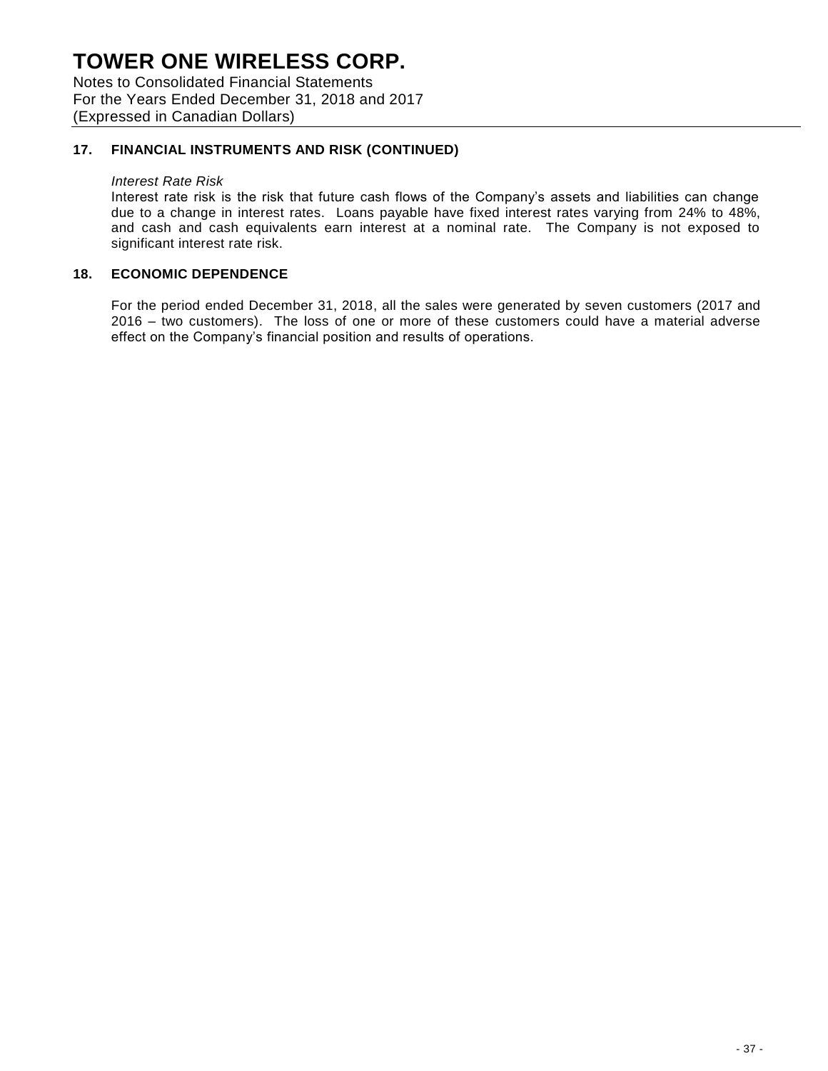## 17. FINANCIAL INSTRUMENTS AND RISK (CONTINUED)

*Interest Rate Risk*

Interest rate risk is the risk that future cash flows of the Company's assets and liabilities can change due to a change in interest rates. Loans payable have fixed interest rates varying from 24% to 48%, and cash and cash equivalents earn interest at a nominal rate. The Company is not exposed to significant interest rate risk.

## 18. ECONOMIC DEPENDENCE

For the period ended December 31, 2018, all the sales were generated by seven customers (2017 and 2016 – two customers). The loss of one or more of these customers could have a material adverse effect on the Company's financial position and results of operations.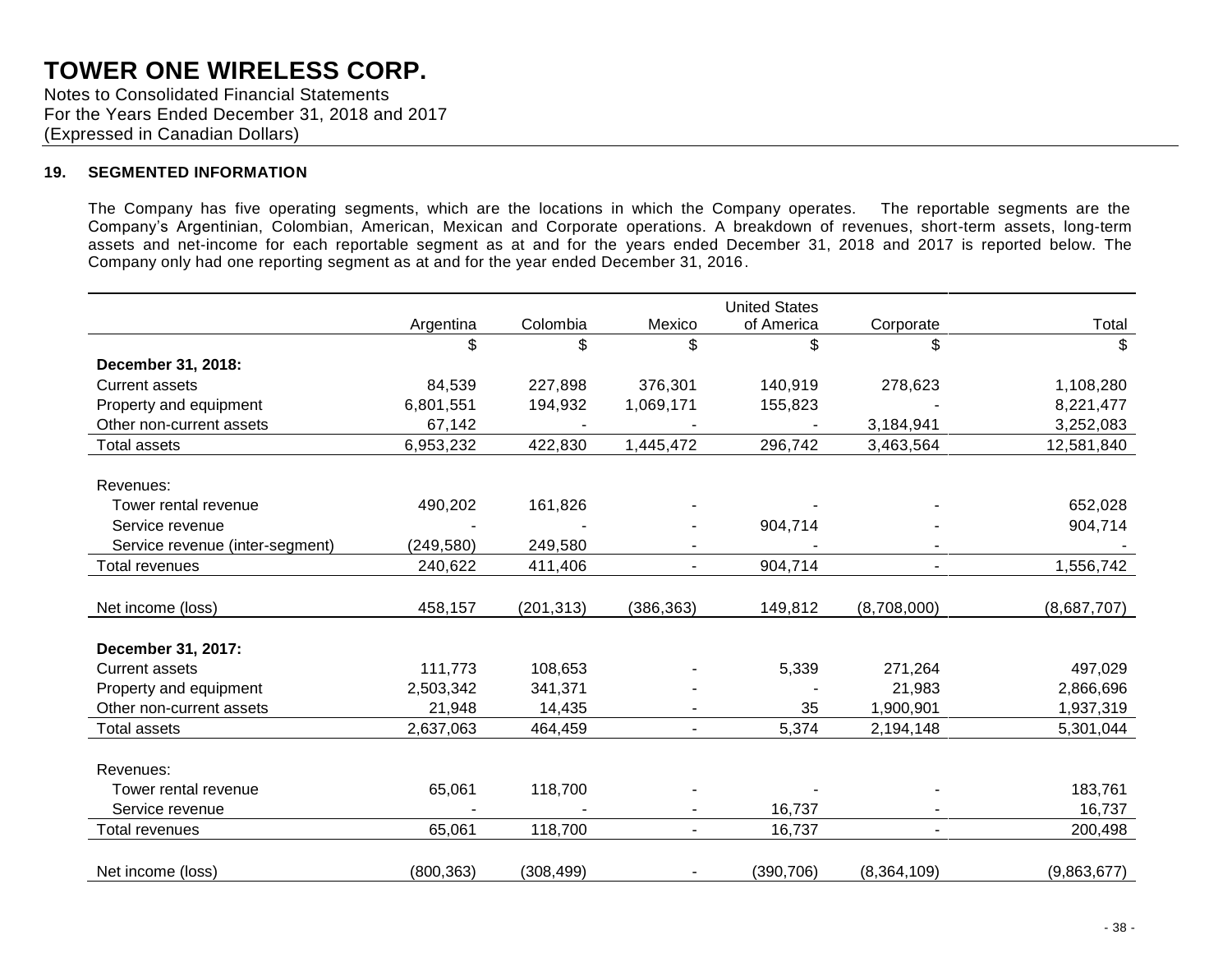# TOWER ONE WIRELESS CORP.

Notes to Consolidated Financial Statements
For the Years Ended December 31, 2018 and 2017
(Expressed in Canadian Dollars)

## 19. SEGMENTED INFORMATION

The Company has five operating segments, which are the locations in which the Company operates. The reportable segments are the Company's Argentinian, Colombian, American, Mexican and Corporate operations. A breakdown of revenues, short-term assets, long-term assets and net-income for each reportable segment as at and for the years ended December 31, 2018 and 2017 is reported below. The Company only had one reporting segment as at and for the year ended December 31, 2016.

| | Argentina | Colombia | Mexico | United States of America | Corporate | Total |
|---|---|---|---|---|---|---|
| | $ | $ | $ | $ | $ | $ |
| **December 31, 2018:** | | | | | | |
| Current assets | 84,539 | 227,898 | 376,301 | 140,919 | 278,623 | 1,108,280 |
| Property and equipment | 6,801,551 | 194,932 | 1,069,171 | 155,823 | - | 8,221,477 |
| Other non-current assets | 67,142 | - | - | - | 3,184,941 | 3,252,083 |
| Total assets | 6,953,232 | 422,830 | 1,445,472 | 296,742 | 3,463,564 | 12,581,840 |
| Revenues: | | | | | | |
| Tower rental revenue | 490,202 | 161,826 | - | - | - | 652,028 |
| Service revenue | - | - | - | 904,714 | - | 904,714 |
| Service revenue (inter-segment) | (249,580) | 249,580 | - | - | - | - |
| Total revenues | 240,622 | 411,406 | - | 904,714 | - | 1,556,742 |
| Net income (loss) | 458,157 | (201,313) | (386,363) | 149,812 | (8,708,000) | (8,687,707) |
| **December 31, 2017:** | | | | | | |
| Current assets | 111,773 | 108,653 | - | 5,339 | 271,264 | 497,029 |
| Property and equipment | 2,503,342 | 341,371 | - | - | 21,983 | 2,866,696 |
| Other non-current assets | 21,948 | 14,435 | - | 35 | 1,900,901 | 1,937,319 |
| Total assets | 2,637,063 | 464,459 | - | 5,374 | 2,194,148 | 5,301,044 |
| Revenues: | | | | | | |
| Tower rental revenue | 65,061 | 118,700 | - | - | - | 183,761 |
| Service revenue | - | - | - | 16,737 | - | 16,737 |
| Total revenues | 65,061 | 118,700 | - | 16,737 | - | 200,498 |
| Net income (loss) | (800,363) | (308,499) | - | (390,706) | (8,364,109) | (9,863,677) |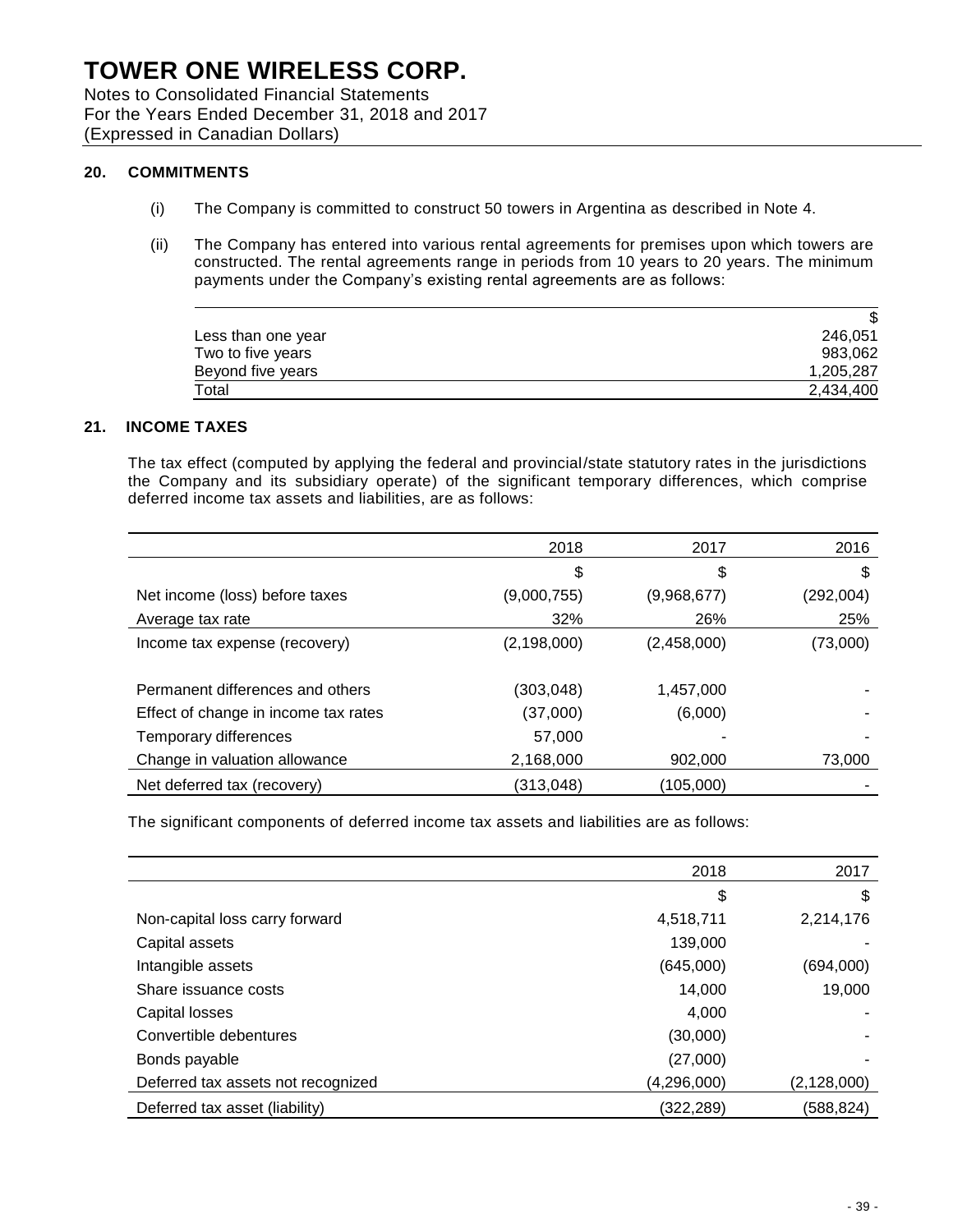# TOWER ONE WIRELESS CORP.

Notes to Consolidated Financial Statements
For the Years Ended December 31, 2018 and 2017
(Expressed in Canadian Dollars)

## 20. COMMITMENTS

(i) The Company is committed to construct 50 towers in Argentina as described in Note 4.

(ii) The Company has entered into various rental agreements for premises upon which towers are constructed. The rental agreements range in periods from 10 years to 20 years. The minimum payments under the Company's existing rental agreements are as follows:

| | $ |
|---|---|
| Less than one year | 246,051 |
| Two to five years | 983,062 |
| Beyond five years | 1,205,287 |
| Total | 2,434,400 |

## 21. INCOME TAXES

The tax effect (computed by applying the federal and provincial/state statutory rates in the jurisdictions the Company and its subsidiary operate) of the significant temporary differences, which comprise deferred income tax assets and liabilities, are as follows:

| | 2018 | 2017 | 2016 |
|---|---|---|---|
| | $ | $ | $ |
| Net income (loss) before taxes | (9,000,755) | (9,968,677) | (292,004) |
| Average tax rate | 32% | 26% | 25% |
| Income tax expense (recovery) | (2,198,000) | (2,458,000) | (73,000) |
| | | | |
| Permanent differences and others | (303,048) | 1,457,000 | - |
| Effect of change in income tax rates | (37,000) | (6,000) | - |
| Temporary differences | 57,000 | - | - |
| Change in valuation allowance | 2,168,000 | 902,000 | 73,000 |
| Net deferred tax (recovery) | (313,048) | (105,000) | - |

The significant components of deferred income tax assets and liabilities are as follows:

| | 2018 | 2017 |
|---|---|---|
| | $ | $ |
| Non-capital loss carry forward | 4,518,711 | 2,214,176 |
| Capital assets | 139,000 | - |
| Intangible assets | (645,000) | (694,000) |
| Share issuance costs | 14,000 | 19,000 |
| Capital losses | 4,000 | - |
| Convertible debentures | (30,000) | - |
| Bonds payable | (27,000) | - |
| Deferred tax assets not recognized | (4,296,000) | (2,128,000) |
| Deferred tax asset (liability) | (322,289) | (588,824) |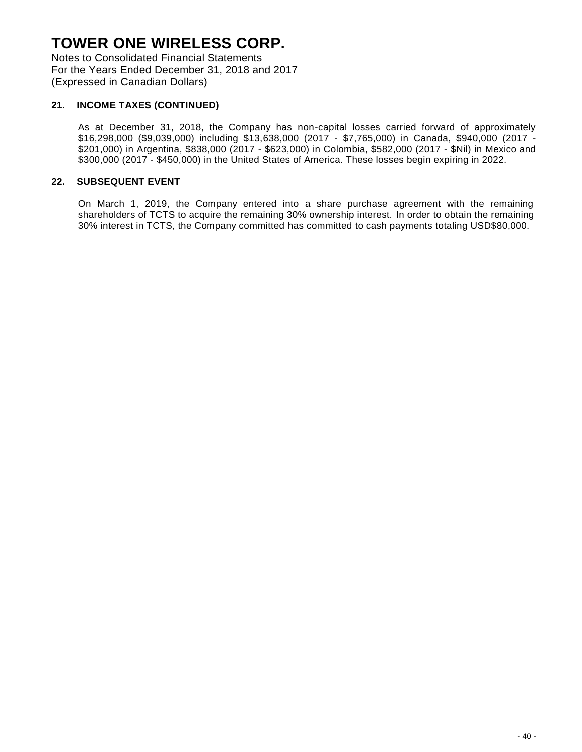## 21. INCOME TAXES (CONTINUED)

As at December 31, 2018, the Company has non-capital losses carried forward of approximately $16,298,000 ($9,039,000) including $13,638,000 (2017 - $7,765,000) in Canada, $940,000 (2017 - $201,000) in Argentina, $838,000 (2017 - $623,000) in Colombia, $582,000 (2017 - $Nil) in Mexico and $300,000 (2017 - $450,000) in the United States of America. These losses begin expiring in 2022.

## 22. SUBSEQUENT EVENT

On March 1, 2019, the Company entered into a share purchase agreement with the remaining shareholders of TCTS to acquire the remaining 30% ownership interest. In order to obtain the remaining 30% interest in TCTS, the Company committed has committed to cash payments totaling USD$80,000.